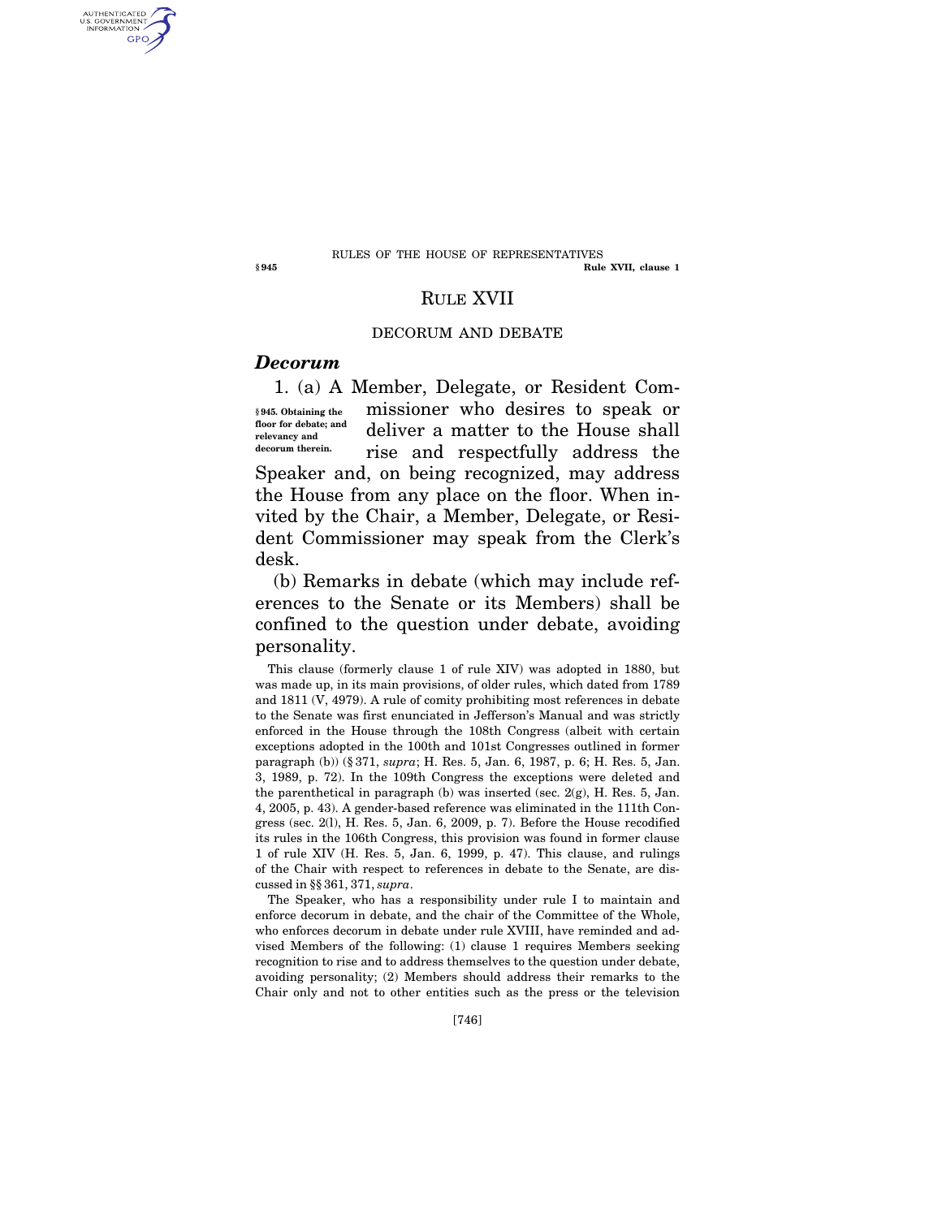# RULE XVII

## DECORUM AND DEBATE

### *Decorum*

**§ 945. Obtaining the floor for debate; and relevancy and decorum therein.**

1. (a) A Member, Delegate, or Resident Commissioner who desires to speak or deliver a matter to the House shall rise and respectfully address the Speaker and, on being recognized, may address the House from any place on the floor. When invited by the Chair, a Member, Delegate, or Resident Commissioner may speak from the Clerk's desk.

(b) Remarks in debate (which may include references to the Senate or its Members) shall be confined to the question under debate, avoiding personality.

This clause (formerly clause 1 of rule XIV) was adopted in 1880, but was made up, in its main provisions, of older rules, which dated from 1789 and 1811 (V, 4979). A rule of comity prohibiting most references in debate to the Senate was first enunciated in Jefferson's Manual and was strictly enforced in the House through the 108th Congress (albeit with certain exceptions adopted in the 100th and 101st Congresses outlined in former paragraph (b)) (§ 371, *supra*; H. Res. 5, Jan. 6, 1987, p. 6; H. Res. 5, Jan. 3, 1989, p. 72). In the 109th Congress the exceptions were deleted and the parenthetical in paragraph (b) was inserted (sec. 2(g), H. Res. 5, Jan. 4, 2005, p. 43). A gender-based reference was eliminated in the 111th Congress (sec. 2(l), H. Res. 5, Jan. 6, 2009, p. 7). Before the House recodified its rules in the 106th Congress, this provision was found in former clause 1 of rule XIV (H. Res. 5, Jan. 6, 1999, p. 47). This clause, and rulings of the Chair with respect to references in debate to the Senate, are discussed in §§ 361, 371, *supra*.

The Speaker, who has a responsibility under rule I to maintain and enforce decorum in debate, and the chair of the Committee of the Whole, who enforces decorum in debate under rule XVIII, have reminded and advised Members of the following: (1) clause 1 requires Members seeking recognition to rise and to address themselves to the question under debate, avoiding personality; (2) Members should address their remarks to the Chair only and not to other entities such as the press or the television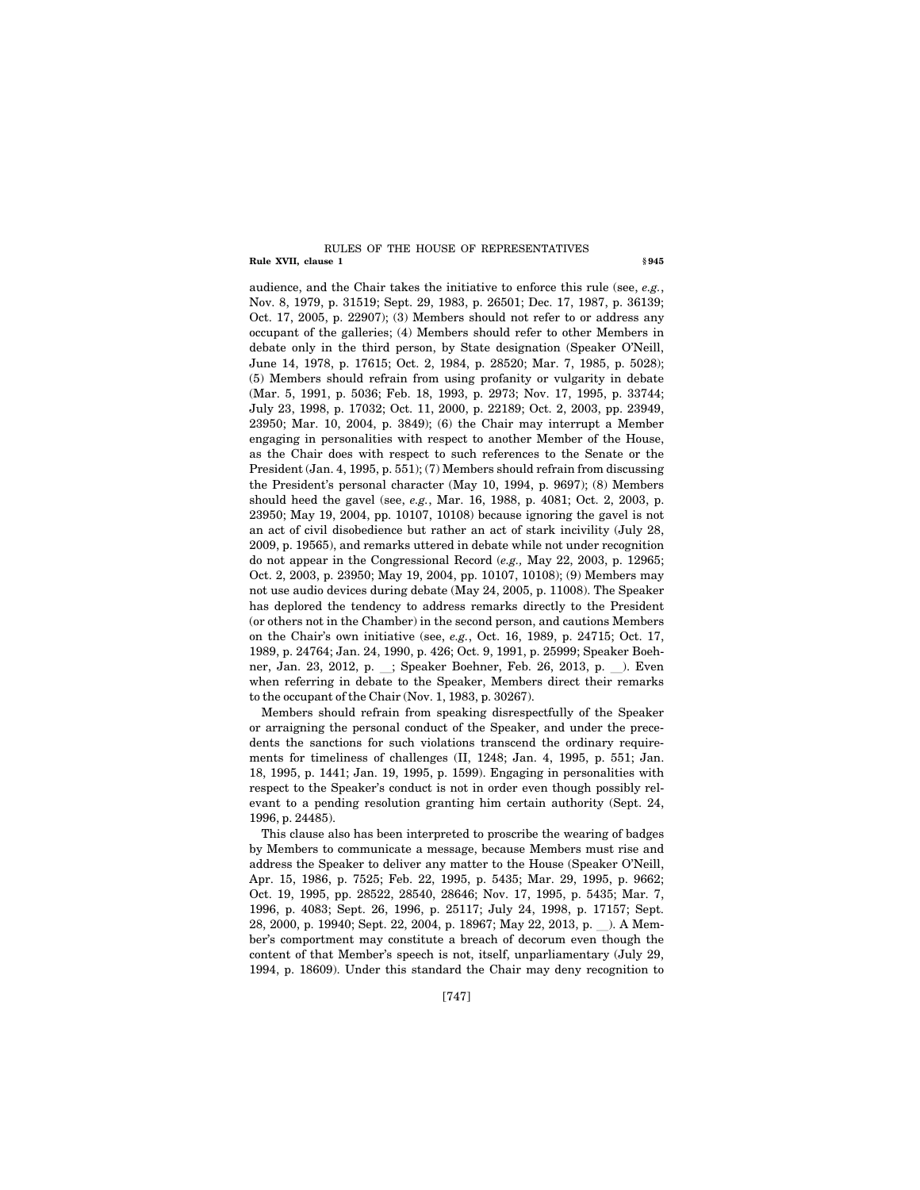audience, and the Chair takes the initiative to enforce this rule (see, *e.g.*, Nov. 8, 1979, p. 31519; Sept. 29, 1983, p. 26501; Dec. 17, 1987, p. 36139; Oct. 17, 2005, p. 22907); (3) Members should not refer to or address any occupant of the galleries; (4) Members should refer to other Members in debate only in the third person, by State designation (Speaker O'Neill, June 14, 1978, p. 17615; Oct. 2, 1984, p. 28520; Mar. 7, 1985, p. 5028); (5) Members should refrain from using profanity or vulgarity in debate (Mar. 5, 1991, p. 5036; Feb. 18, 1993, p. 2973; Nov. 17, 1995, p. 33744; July 23, 1998, p. 17032; Oct. 11, 2000, p. 22189; Oct. 2, 2003, pp. 23949, 23950; Mar. 10, 2004, p. 3849); (6) the Chair may interrupt a Member engaging in personalities with respect to another Member of the House, as the Chair does with respect to such references to the Senate or the President (Jan. 4, 1995, p. 551); (7) Members should refrain from discussing the President's personal character (May 10, 1994, p. 9697); (8) Members should heed the gavel (see, *e.g.*, Mar. 16, 1988, p. 4081; Oct. 2, 2003, p. 23950; May 19, 2004, pp. 10107, 10108) because ignoring the gavel is not an act of civil disobedience but rather an act of stark incivility (July 28, 2009, p. 19565), and remarks uttered in debate while not under recognition do not appear in the Congressional Record (*e.g.*, May 22, 2003, p. 12965; Oct. 2, 2003, p. 23950; May 19, 2004, pp. 10107, 10108); (9) Members may not use audio devices during debate (May 24, 2005, p. 11008). The Speaker has deplored the tendency to address remarks directly to the President (or others not in the Chamber) in the second person, and cautions Members on the Chair's own initiative (see, *e.g.*, Oct. 16, 1989, p. 24715; Oct. 17, 1989, p. 24764; Jan. 24, 1990, p. 426; Oct. 9, 1991, p. 25999; Speaker Boehner, Jan. 23, 2012, p. __; Speaker Boehner, Feb. 26, 2013, p. __). Even when referring in debate to the Speaker, Members direct their remarks to the occupant of the Chair (Nov. 1, 1983, p. 30267).

Members should refrain from speaking disrespectfully of the Speaker or arraigning the personal conduct of the Speaker, and under the precedents the sanctions for such violations transcend the ordinary requirements for timeliness of challenges (II, 1248; Jan. 4, 1995, p. 551; Jan. 18, 1995, p. 1441; Jan. 19, 1995, p. 1599). Engaging in personalities with respect to the Speaker's conduct is not in order even though possibly relevant to a pending resolution granting him certain authority (Sept. 24, 1996, p. 24485).

This clause also has been interpreted to proscribe the wearing of badges by Members to communicate a message, because Members must rise and address the Speaker to deliver any matter to the House (Speaker O'Neill, Apr. 15, 1986, p. 7525; Feb. 22, 1995, p. 5435; Mar. 29, 1995, p. 9662; Oct. 19, 1995, pp. 28522, 28540, 28646; Nov. 17, 1995, p. 5435; Mar. 7, 1996, p. 4083; Sept. 26, 1996, p. 25117; July 24, 1998, p. 17157; Sept. 28, 2000, p. 19940; Sept. 22, 2004, p. 18967; May 22, 2013, p. __). A Member's comportment may constitute a breach of decorum even though the content of that Member's speech is not, itself, unparliamentary (July 29, 1994, p. 18609). Under this standard the Chair may deny recognition to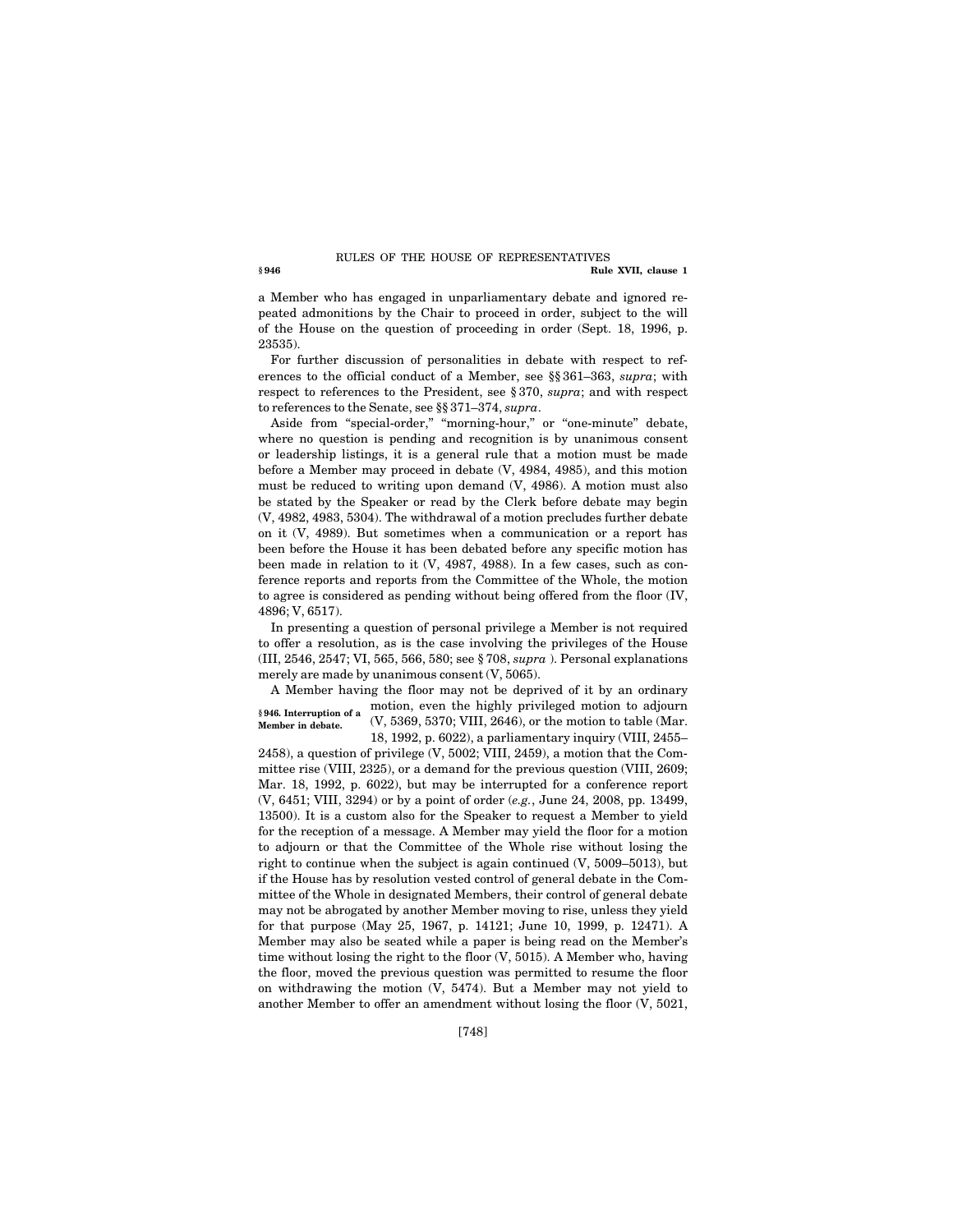a Member who has engaged in unparliamentary debate and ignored repeated admonitions by the Chair to proceed in order, subject to the will of the House on the question of proceeding in order (Sept. 18, 1996, p. 23535).

For further discussion of personalities in debate with respect to references to the official conduct of a Member, see §§ 361–363, *supra*; with respect to references to the President, see § 370, *supra*; and with respect to references to the Senate, see §§ 371–374, *supra*.

Aside from "special-order," "morning-hour," or "one-minute" debate, where no question is pending and recognition is by unanimous consent or leadership listings, it is a general rule that a motion must be made before a Member may proceed in debate (V, 4984, 4985), and this motion must be reduced to writing upon demand (V, 4986). A motion must also be stated by the Speaker or read by the Clerk before debate may begin (V, 4982, 4983, 5304). The withdrawal of a motion precludes further debate on it (V, 4989). But sometimes when a communication or a report has been before the House it has been debated before any specific motion has been made in relation to it (V, 4987, 4988). In a few cases, such as conference reports and reports from the Committee of the Whole, the motion to agree is considered as pending without being offered from the floor (IV, 4896; V, 6517).

In presenting a question of personal privilege a Member is not required to offer a resolution, as is the case involving the privileges of the House (III, 2546, 2547; VI, 565, 566, 580; see § 708, *supra* ). Personal explanations merely are made by unanimous consent (V, 5065).

**§ 946. Interruption of a Member in debate.**

A Member having the floor may not be deprived of it by an ordinary motion, even the highly privileged motion to adjourn (V, 5369, 5370; VIII, 2646), or the motion to table (Mar. 18, 1992, p. 6022), a parliamentary inquiry (VIII, 2455–2458), a question of privilege (V, 5002; VIII, 2459), a motion that the Committee rise (VIII, 2325), or a demand for the previous question (VIII, 2609; Mar. 18, 1992, p. 6022), but may be interrupted for a conference report (V, 6451; VIII, 3294) or by a point of order (*e.g.*, June 24, 2008, pp. 13499, 13500). It is a custom also for the Speaker to request a Member to yield for the reception of a message. A Member may yield the floor for a motion to adjourn or that the Committee of the Whole rise without losing the right to continue when the subject is again continued (V, 5009–5013), but if the House has by resolution vested control of general debate in the Committee of the Whole in designated Members, their control of general debate may not be abrogated by another Member moving to rise, unless they yield for that purpose (May 25, 1967, p. 14121; June 10, 1999, p. 12471). A Member may also be seated while a paper is being read on the Member's time without losing the right to the floor (V, 5015). A Member who, having the floor, moved the previous question was permitted to resume the floor on withdrawing the motion (V, 5474). But a Member may not yield to another Member to offer an amendment without losing the floor (V, 5021,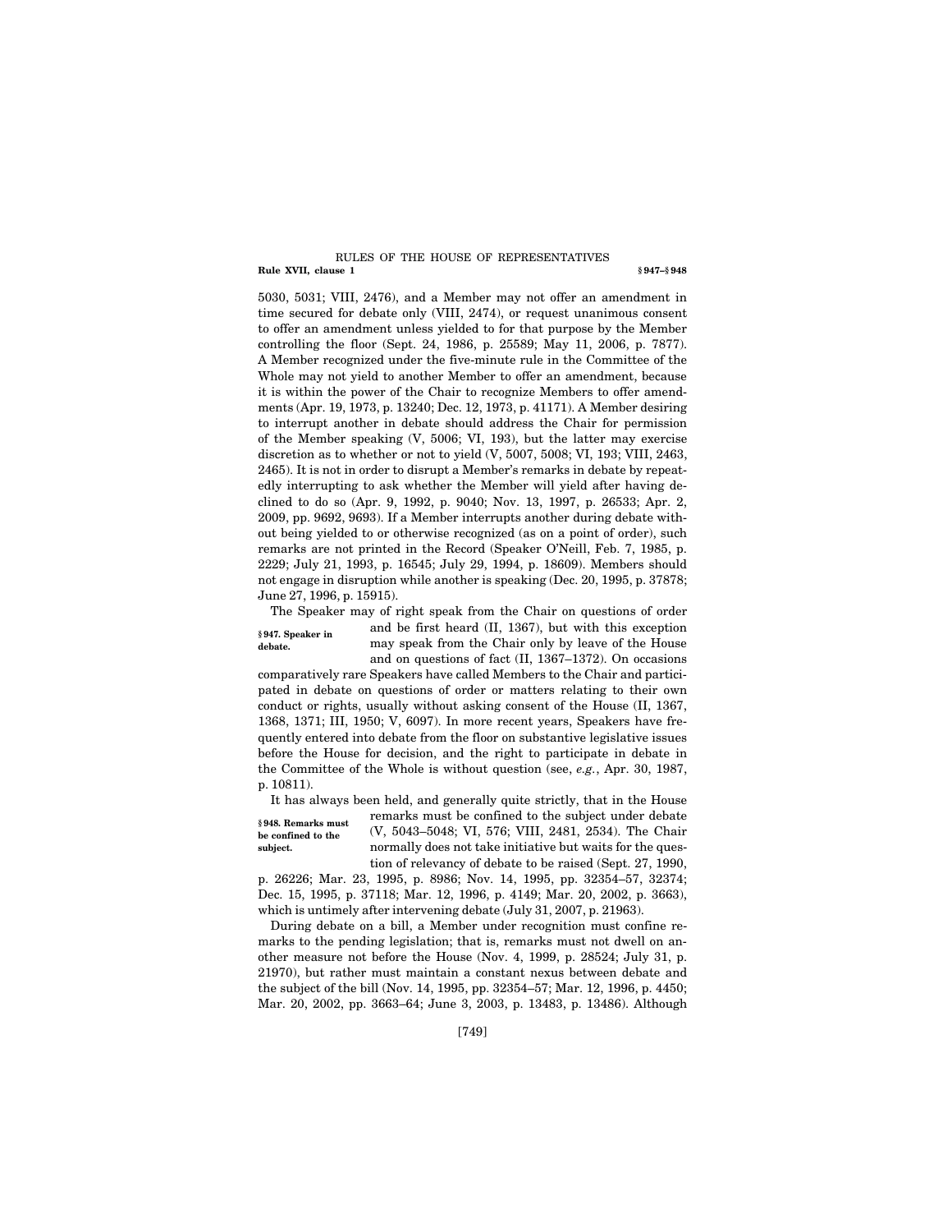5030, 5031; VIII, 2476), and a Member may not offer an amendment in time secured for debate only (VIII, 2474), or request unanimous consent to offer an amendment unless yielded to for that purpose by the Member controlling the floor (Sept. 24, 1986, p. 25589; May 11, 2006, p. 7877). A Member recognized under the five-minute rule in the Committee of the Whole may not yield to another Member to offer an amendment, because it is within the power of the Chair to recognize Members to offer amendments (Apr. 19, 1973, p. 13240; Dec. 12, 1973, p. 41171). A Member desiring to interrupt another in debate should address the Chair for permission of the Member speaking (V, 5006; VI, 193), but the latter may exercise discretion as to whether or not to yield (V, 5007, 5008; VI, 193; VIII, 2463, 2465). It is not in order to disrupt a Member's remarks in debate by repeatedly interrupting to ask whether the Member will yield after having declined to do so (Apr. 9, 1992, p. 9040; Nov. 13, 1997, p. 26533; Apr. 2, 2009, pp. 9692, 9693). If a Member interrupts another during debate without being yielded to or otherwise recognized (as on a point of order), such remarks are not printed in the Record (Speaker O'Neill, Feb. 7, 1985, p. 2229; July 21, 1993, p. 16545; July 29, 1994, p. 18609). Members should not engage in disruption while another is speaking (Dec. 20, 1995, p. 37878; June 27, 1996, p. 15915).

**§ 947. Speaker in debate.**

The Speaker may of right speak from the Chair on questions of order and be first heard (II, 1367), but with this exception may speak from the Chair only by leave of the House and on questions of fact (II, 1367–1372). On occasions comparatively rare Speakers have called Members to the Chair and participated in debate on questions of order or matters relating to their own conduct or rights, usually without asking consent of the House (II, 1367, 1368, 1371; III, 1950; V, 6097). In more recent years, Speakers have frequently entered into debate from the floor on substantive legislative issues before the House for decision, and the right to participate in debate in the Committee of the Whole is without question (see, *e.g.*, Apr. 30, 1987, p. 10811).

**§ 948. Remarks must be confined to the subject.**

It has always been held, and generally quite strictly, that in the House remarks must be confined to the subject under debate (V, 5043–5048; VI, 576; VIII, 2481, 2534). The Chair normally does not take initiative but waits for the question of relevancy of debate to be raised (Sept. 27, 1990, p. 26226; Mar. 23, 1995, p. 8986; Nov. 14, 1995, pp. 32354–57, 32374; Dec. 15, 1995, p. 37118; Mar. 12, 1996, p. 4149; Mar. 20, 2002, p. 3663), which is untimely after intervening debate (July 31, 2007, p. 21963).

During debate on a bill, a Member under recognition must confine remarks to the pending legislation; that is, remarks must not dwell on another measure not before the House (Nov. 4, 1999, p. 28524; July 31, p. 21970), but rather must maintain a constant nexus between debate and the subject of the bill (Nov. 14, 1995, pp. 32354–57; Mar. 12, 1996, p. 4450; Mar. 20, 2002, pp. 3663–64; June 3, 2003, p. 13483, p. 13486). Although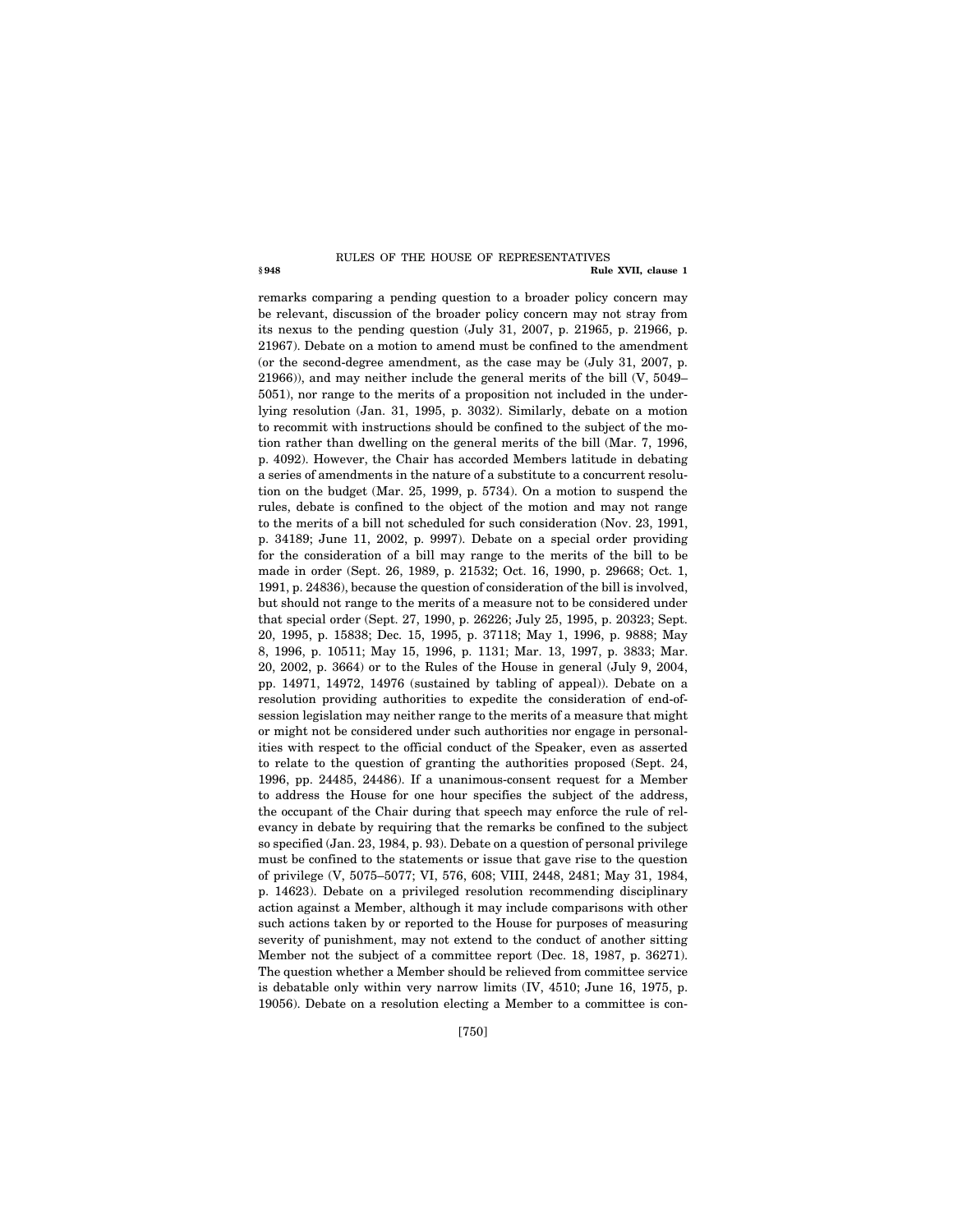remarks comparing a pending question to a broader policy concern may be relevant, discussion of the broader policy concern may not stray from its nexus to the pending question (July 31, 2007, p. 21965, p. 21966, p. 21967). Debate on a motion to amend must be confined to the amendment (or the second-degree amendment, as the case may be (July 31, 2007, p. 21966)), and may neither include the general merits of the bill (V, 5049–5051), nor range to the merits of a proposition not included in the underlying resolution (Jan. 31, 1995, p. 3032). Similarly, debate on a motion to recommit with instructions should be confined to the subject of the motion rather than dwelling on the general merits of the bill (Mar. 7, 1996, p. 4092). However, the Chair has accorded Members latitude in debating a series of amendments in the nature of a substitute to a concurrent resolution on the budget (Mar. 25, 1999, p. 5734). On a motion to suspend the rules, debate is confined to the object of the motion and may not range to the merits of a bill not scheduled for such consideration (Nov. 23, 1991, p. 34189; June 11, 2002, p. 9997). Debate on a special order providing for the consideration of a bill may range to the merits of the bill to be made in order (Sept. 26, 1989, p. 21532; Oct. 16, 1990, p. 29668; Oct. 1, 1991, p. 24836), because the question of consideration of the bill is involved, but should not range to the merits of a measure not to be considered under that special order (Sept. 27, 1990, p. 26226; July 25, 1995, p. 20323; Sept. 20, 1995, p. 15838; Dec. 15, 1995, p. 37118; May 1, 1996, p. 9888; May 8, 1996, p. 10511; May 15, 1996, p. 1131; Mar. 13, 1997, p. 3833; Mar. 20, 2002, p. 3664) or to the Rules of the House in general (July 9, 2004, pp. 14971, 14972, 14976 (sustained by tabling of appeal)). Debate on a resolution providing authorities to expedite the consideration of end-of-session legislation may neither range to the merits of a measure that might or might not be considered under such authorities nor engage in personalities with respect to the official conduct of the Speaker, even as asserted to relate to the question of granting the authorities proposed (Sept. 24, 1996, pp. 24485, 24486). If a unanimous-consent request for a Member to address the House for one hour specifies the subject of the address, the occupant of the Chair during that speech may enforce the rule of relevancy in debate by requiring that the remarks be confined to the subject so specified (Jan. 23, 1984, p. 93). Debate on a question of personal privilege must be confined to the statements or issue that gave rise to the question of privilege (V, 5075–5077; VI, 576, 608; VIII, 2448, 2481; May 31, 1984, p. 14623). Debate on a privileged resolution recommending disciplinary action against a Member, although it may include comparisons with other such actions taken by or reported to the House for purposes of measuring severity of punishment, may not extend to the conduct of another sitting Member not the subject of a committee report (Dec. 18, 1987, p. 36271). The question whether a Member should be relieved from committee service is debatable only within very narrow limits (IV, 4510; June 16, 1975, p. 19056). Debate on a resolution electing a Member to a committee is con-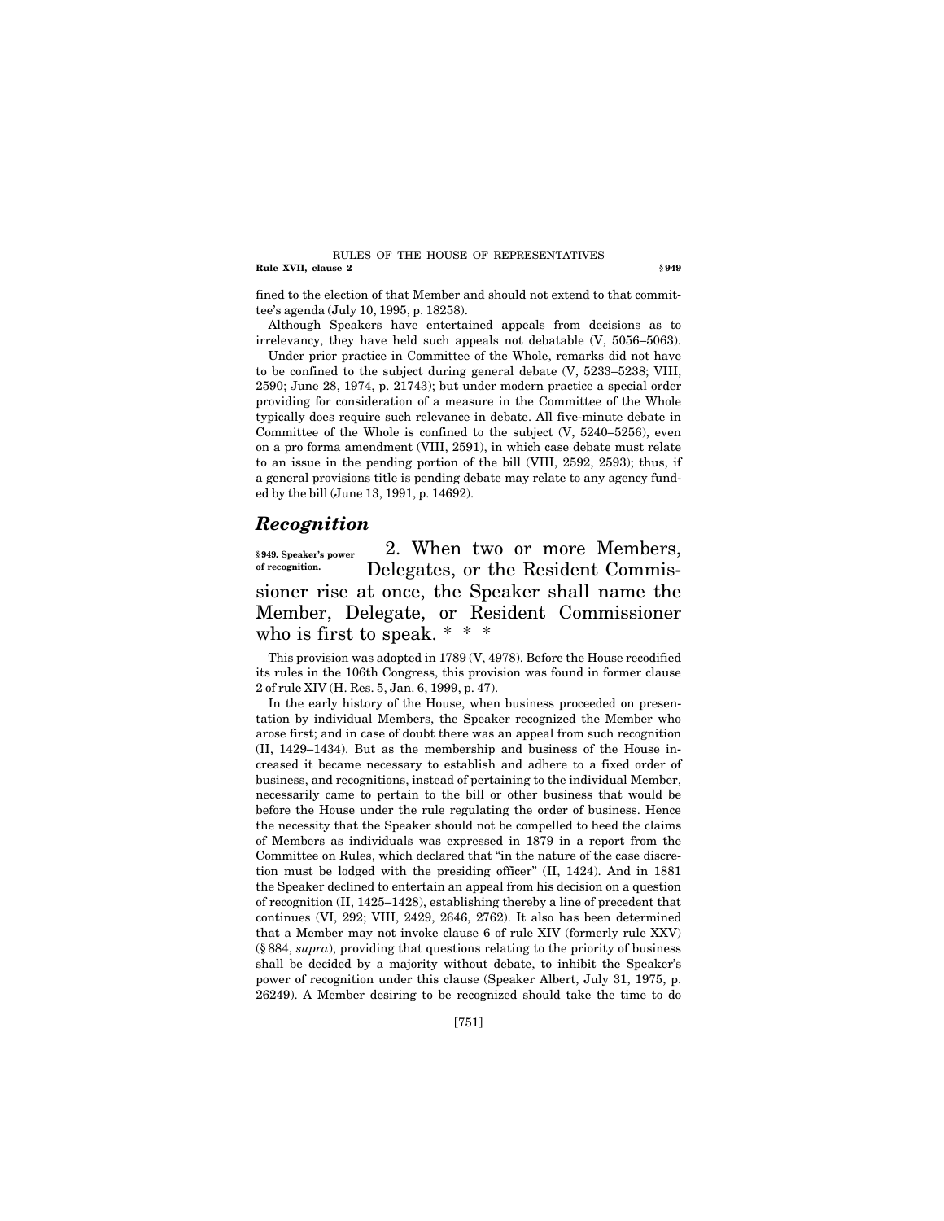fined to the election of that Member and should not extend to that committee's agenda (July 10, 1995, p. 18258).

Although Speakers have entertained appeals from decisions as to irrelevancy, they have held such appeals not debatable (V, 5056–5063).

Under prior practice in Committee of the Whole, remarks did not have to be confined to the subject during general debate (V, 5233–5238; VIII, 2590; June 28, 1974, p. 21743); but under modern practice a special order providing for consideration of a measure in the Committee of the Whole typically does require such relevance in debate. All five-minute debate in Committee of the Whole is confined to the subject (V, 5240–5256), even on a pro forma amendment (VIII, 2591), in which case debate must relate to an issue in the pending portion of the bill (VIII, 2592, 2593); thus, if a general provisions title is pending debate may relate to any agency funded by the bill (June 13, 1991, p. 14692).

## *Recognition*

**§ 949. Speaker's power of recognition.**

2. When two or more Members, Delegates, or the Resident Commissioner rise at once, the Speaker shall name the Member, Delegate, or Resident Commissioner who is first to speak. * * *

This provision was adopted in 1789 (V, 4978). Before the House recodified its rules in the 106th Congress, this provision was found in former clause 2 of rule XIV (H. Res. 5, Jan. 6, 1999, p. 47).

In the early history of the House, when business proceeded on presentation by individual Members, the Speaker recognized the Member who arose first; and in case of doubt there was an appeal from such recognition (II, 1429–1434). But as the membership and business of the House increased it became necessary to establish and adhere to a fixed order of business, and recognitions, instead of pertaining to the individual Member, necessarily came to pertain to the bill or other business that would be before the House under the rule regulating the order of business. Hence the necessity that the Speaker should not be compelled to heed the claims of Members as individuals was expressed in 1879 in a report from the Committee on Rules, which declared that "in the nature of the case discretion must be lodged with the presiding officer" (II, 1424). And in 1881 the Speaker declined to entertain an appeal from his decision on a question of recognition (II, 1425–1428), establishing thereby a line of precedent that continues (VI, 292; VIII, 2429, 2646, 2762). It also has been determined that a Member may not invoke clause 6 of rule XIV (formerly rule XXV) (§ 884, *supra*), providing that questions relating to the priority of business shall be decided by a majority without debate, to inhibit the Speaker's power of recognition under this clause (Speaker Albert, July 31, 1975, p. 26249). A Member desiring to be recognized should take the time to do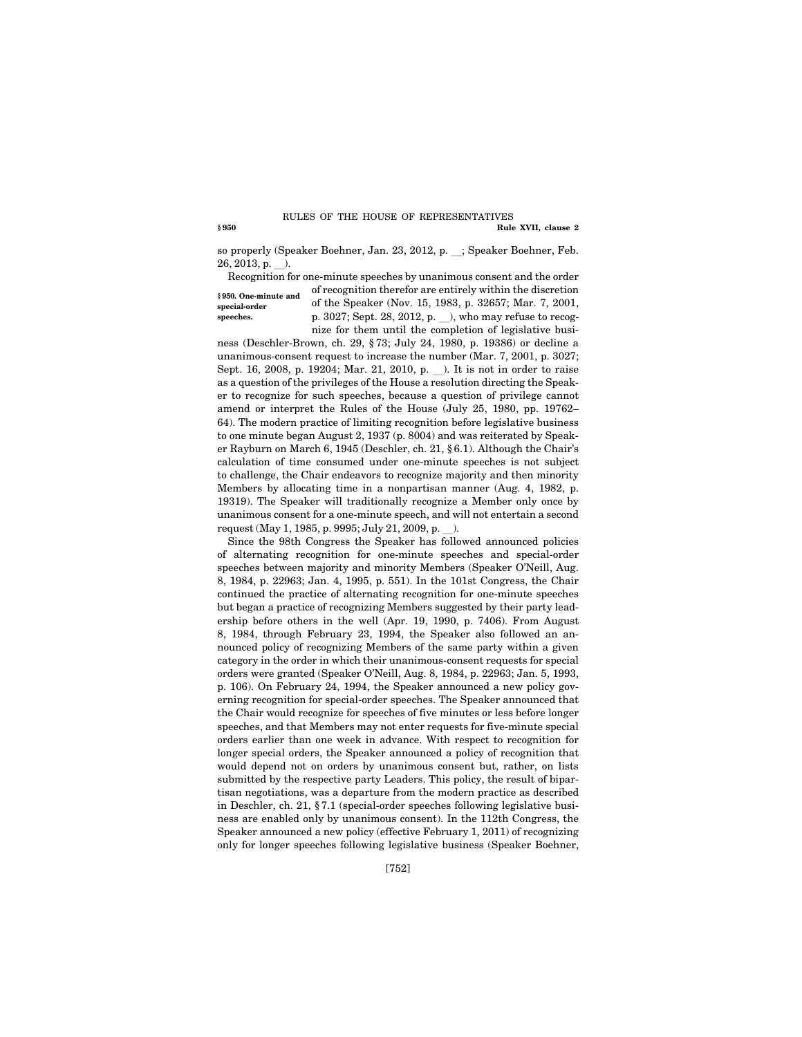so properly (Speaker Boehner, Jan. 23, 2012, p. __; Speaker Boehner, Feb. 26, 2013, p. __).

**§ 950. One-minute and special-order speeches.**

Recognition for one-minute speeches by unanimous consent and the order of recognition therefor are entirely within the discretion of the Speaker (Nov. 15, 1983, p. 32657; Mar. 7, 2001, p. 3027; Sept. 28, 2012, p. __), who may refuse to recognize for them until the completion of legislative business (Deschler-Brown, ch. 29, § 73; July 24, 1980, p. 19386) or decline a unanimous-consent request to increase the number (Mar. 7, 2001, p. 3027; Sept. 16, 2008, p. 19204; Mar. 21, 2010, p. __). It is not in order to raise as a question of the privileges of the House a resolution directing the Speaker to recognize for such speeches, because a question of privilege cannot amend or interpret the Rules of the House (July 25, 1980, pp. 19762–64). The modern practice of limiting recognition before legislative business to one minute began August 2, 1937 (p. 8004) and was reiterated by Speaker Rayburn on March 6, 1945 (Deschler, ch. 21, § 6.1). Although the Chair's calculation of time consumed under one-minute speeches is not subject to challenge, the Chair endeavors to recognize majority and then minority Members by allocating time in a nonpartisan manner (Aug. 4, 1982, p. 19319). The Speaker will traditionally recognize a Member only once by unanimous consent for a one-minute speech, and will not entertain a second request (May 1, 1985, p. 9995; July 21, 2009, p. __).

Since the 98th Congress the Speaker has followed announced policies of alternating recognition for one-minute speeches and special-order speeches between majority and minority Members (Speaker O'Neill, Aug. 8, 1984, p. 22963; Jan. 4, 1995, p. 551). In the 101st Congress, the Chair continued the practice of alternating recognition for one-minute speeches but began a practice of recognizing Members suggested by their party leadership before others in the well (Apr. 19, 1990, p. 7406). From August 8, 1984, through February 23, 1994, the Speaker also followed an announced policy of recognizing Members of the same party within a given category in the order in which their unanimous-consent requests for special orders were granted (Speaker O'Neill, Aug. 8, 1984, p. 22963; Jan. 5, 1993, p. 106). On February 24, 1994, the Speaker announced a new policy governing recognition for special-order speeches. The Speaker announced that the Chair would recognize for speeches of five minutes or less before longer speeches, and that Members may not enter requests for five-minute special orders earlier than one week in advance. With respect to recognition for longer special orders, the Speaker announced a policy of recognition that would depend not on orders by unanimous consent but, rather, on lists submitted by the respective party Leaders. This policy, the result of bipartisan negotiations, was a departure from the modern practice as described in Deschler, ch. 21, § 7.1 (special-order speeches following legislative business are enabled only by unanimous consent). In the 112th Congress, the Speaker announced a new policy (effective February 1, 2011) of recognizing only for longer speeches following legislative business (Speaker Boehner,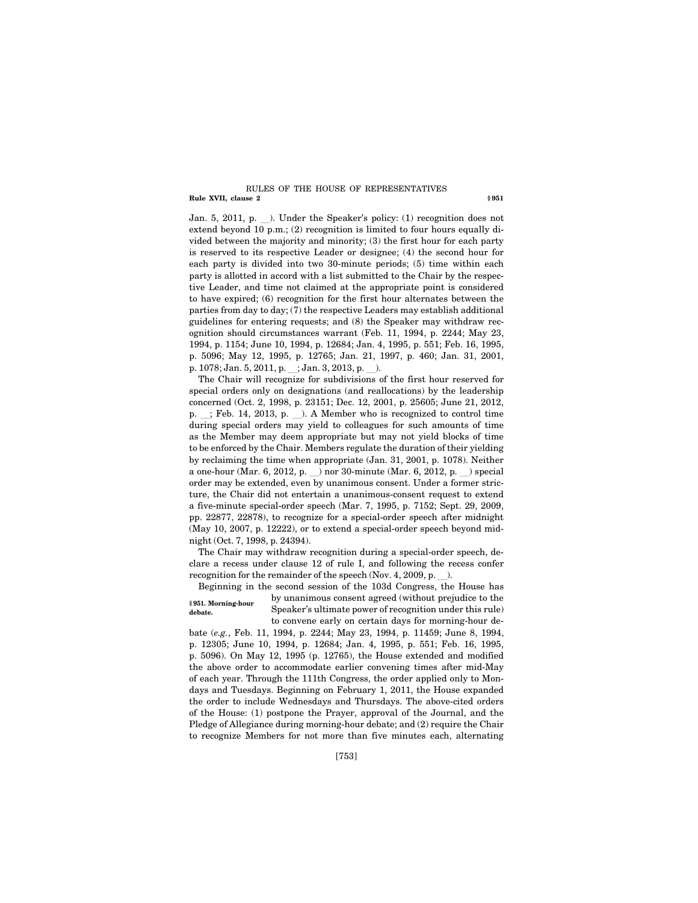Jan. 5, 2011, p. __). Under the Speaker's policy: (1) recognition does not extend beyond 10 p.m.; (2) recognition is limited to four hours equally divided between the majority and minority; (3) the first hour for each party is reserved to its respective Leader or designee; (4) the second hour for each party is divided into two 30-minute periods; (5) time within each party is allotted in accord with a list submitted to the Chair by the respective Leader, and time not claimed at the appropriate point is considered to have expired; (6) recognition for the first hour alternates between the parties from day to day; (7) the respective Leaders may establish additional guidelines for entering requests; and (8) the Speaker may withdraw recognition should circumstances warrant (Feb. 11, 1994, p. 2244; May 23, 1994, p. 1154; June 10, 1994, p. 12684; Jan. 4, 1995, p. 551; Feb. 16, 1995, p. 5096; May 12, 1995, p. 12765; Jan. 21, 1997, p. 460; Jan. 31, 2001, p. 1078; Jan. 5, 2011, p. __; Jan. 3, 2013, p. __).

The Chair will recognize for subdivisions of the first hour reserved for special orders only on designations (and reallocations) by the leadership concerned (Oct. 2, 1998, p. 23151; Dec. 12, 2001, p. 25605; June 21, 2012, p. __; Feb. 14, 2013, p. __). A Member who is recognized to control time during special orders may yield to colleagues for such amounts of time as the Member may deem appropriate but may not yield blocks of time to be enforced by the Chair. Members regulate the duration of their yielding by reclaiming the time when appropriate (Jan. 31, 2001, p. 1078). Neither a one-hour (Mar. 6, 2012, p. __) nor 30-minute (Mar. 6, 2012, p. __) special order may be extended, even by unanimous consent. Under a former stricture, the Chair did not entertain a unanimous-consent request to extend a five-minute special-order speech (Mar. 7, 1995, p. 7152; Sept. 29, 2009, pp. 22877, 22878), to recognize for a special-order speech after midnight (May 10, 2007, p. 12222), or to extend a special-order speech beyond midnight (Oct. 7, 1998, p. 24394).

The Chair may withdraw recognition during a special-order speech, declare a recess under clause 12 of rule I, and following the recess confer recognition for the remainder of the speech (Nov. 4, 2009, p. __).

**§951. Morning-hour debate.**

Beginning in the second session of the 103d Congress, the House has by unanimous consent agreed (without prejudice to the Speaker's ultimate power of recognition under this rule) to convene early on certain days for morning-hour debate (*e.g.*, Feb. 11, 1994, p. 2244; May 23, 1994, p. 11459; June 8, 1994, p. 12305; June 10, 1994, p. 12684; Jan. 4, 1995, p. 551; Feb. 16, 1995, p. 5096). On May 12, 1995 (p. 12765), the House extended and modified the above order to accommodate earlier convening times after mid-May of each year. Through the 111th Congress, the order applied only to Mondays and Tuesdays. Beginning on February 1, 2011, the House expanded the order to include Wednesdays and Thursdays. The above-cited orders of the House: (1) postpone the Prayer, approval of the Journal, and the Pledge of Allegiance during morning-hour debate; and (2) require the Chair to recognize Members for not more than five minutes each, alternating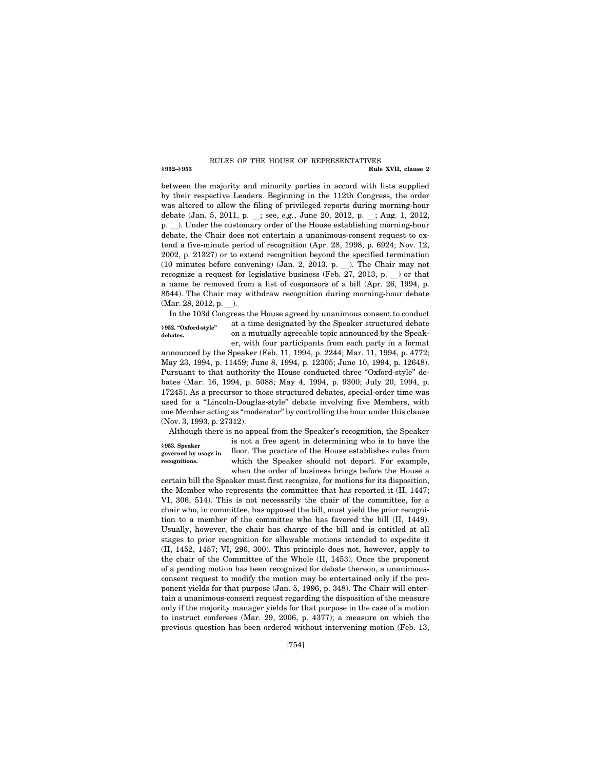between the majority and minority parties in accord with lists supplied by their respective Leaders. Beginning in the 112th Congress, the order was altered to allow the filing of privileged reports during morning-hour debate (Jan. 5, 2011, p. __; see, *e.g.*, June 20, 2012, p. __; Aug. 1, 2012, p. __). Under the customary order of the House establishing morning-hour debate, the Chair does not entertain a unanimous-consent request to extend a five-minute period of recognition (Apr. 28, 1998, p. 6924; Nov. 12, 2002, p. 21327) or to extend recognition beyond the specified termination (10 minutes before convening) (Jan. 2, 2013, p. __). The Chair may not recognize a request for legislative business (Feb. 27, 2013, p. __) or that a name be removed from a list of cosponsors of a bill (Apr. 26, 1994, p. 8544). The Chair may withdraw recognition during morning-hour debate (Mar. 28, 2012, p. __).

**§ 952. "Oxford-style" debates.**

In the 103d Congress the House agreed by unanimous consent to conduct at a time designated by the Speaker structured debate on a mutually agreeable topic announced by the Speaker, with four participants from each party in a format announced by the Speaker (Feb. 11, 1994, p. 2244; Mar. 11, 1994, p. 4772; May 23, 1994, p. 11459; June 8, 1994, p. 12305; June 10, 1994, p. 12648). Pursuant to that authority the House conducted three "Oxford-style" debates (Mar. 16, 1994, p. 5088; May 4, 1994, p. 9300; July 20, 1994, p. 17245). As a precursor to those structured debates, special-order time was used for a "Lincoln-Douglas-style" debate involving five Members, with one Member acting as "moderator" by controlling the hour under this clause (Nov. 3, 1993, p. 27312).

**§ 953. Speaker governed by usage in recognitions.**

Although there is no appeal from the Speaker's recognition, the Speaker is not a free agent in determining who is to have the floor. The practice of the House establishes rules from which the Speaker should not depart. For example, when the order of business brings before the House a certain bill the Speaker must first recognize, for motions for its disposition, the Member who represents the committee that has reported it (II, 1447; VI, 306, 514). This is not necessarily the chair of the committee, for a chair who, in committee, has opposed the bill, must yield the prior recognition to a member of the committee who has favored the bill (II, 1449). Usually, however, the chair has charge of the bill and is entitled at all stages to prior recognition for allowable motions intended to expedite it (II, 1452, 1457; VI, 296, 300). This principle does not, however, apply to the chair of the Committee of the Whole (II, 1453). Once the proponent of a pending motion has been recognized for debate thereon, a unanimous-consent request to modify the motion may be entertained only if the proponent yields for that purpose (Jan. 5, 1996, p. 348). The Chair will entertain a unanimous-consent request regarding the disposition of the measure only if the majority manager yields for that purpose in the case of a motion to instruct conferees (Mar. 29, 2006, p. 4377); a measure on which the previous question has been ordered without intervening motion (Feb. 13,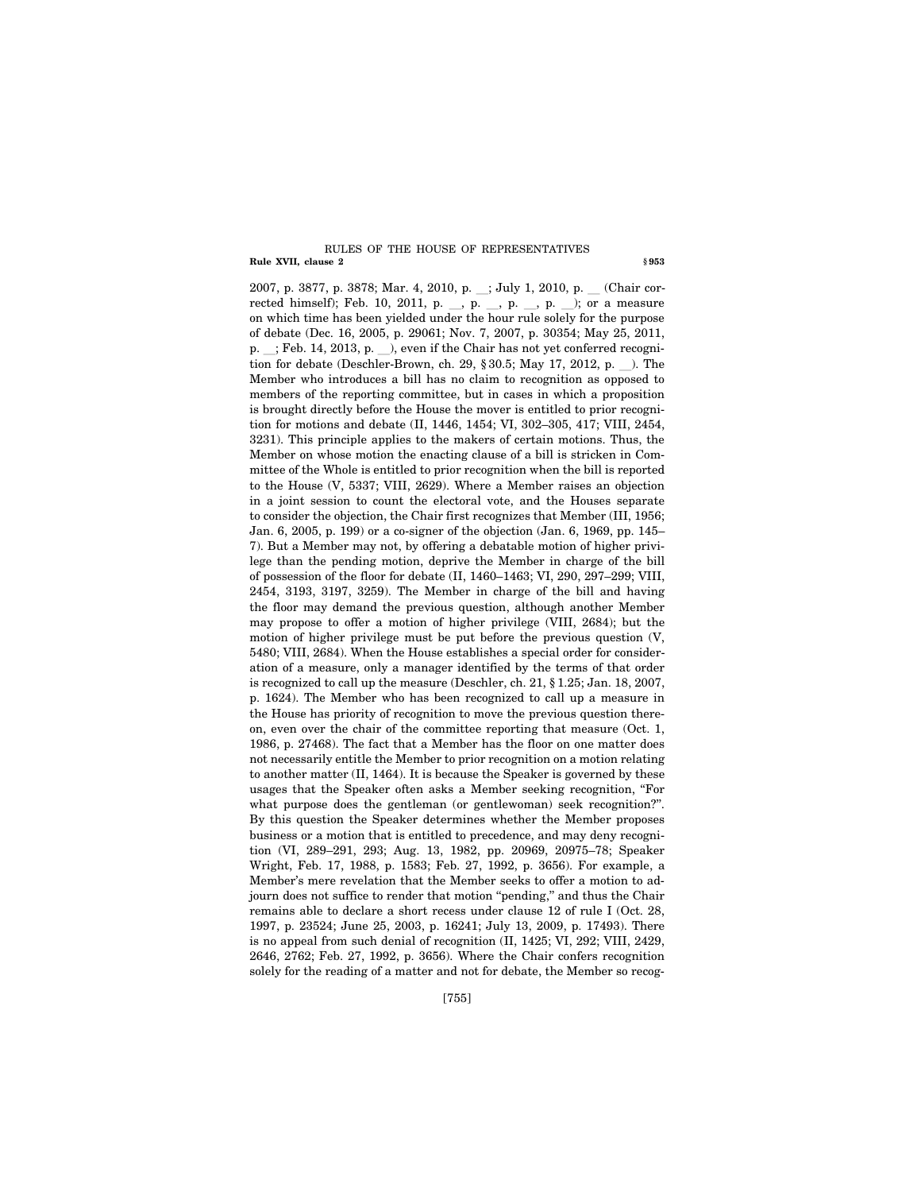2007, p. 3877, p. 3878; Mar. 4, 2010, p. __; July 1, 2010, p. __ (Chair corrected himself); Feb. 10, 2011, p. __, p. __, p. __, p. __); or a measure on which time has been yielded under the hour rule solely for the purpose of debate (Dec. 16, 2005, p. 29061; Nov. 7, 2007, p. 30354; May 25, 2011, p. __; Feb. 14, 2013, p. __), even if the Chair has not yet conferred recognition for debate (Deschler-Brown, ch. 29, § 30.5; May 17, 2012, p. __). The Member who introduces a bill has no claim to recognition as opposed to members of the reporting committee, but in cases in which a proposition is brought directly before the House the mover is entitled to prior recognition for motions and debate (II, 1446, 1454; VI, 302–305, 417; VIII, 2454, 3231). This principle applies to the makers of certain motions. Thus, the Member on whose motion the enacting clause of a bill is stricken in Committee of the Whole is entitled to prior recognition when the bill is reported to the House (V, 5337; VIII, 2629). Where a Member raises an objection in a joint session to count the electoral vote, and the Houses separate to consider the objection, the Chair first recognizes that Member (III, 1956; Jan. 6, 2005, p. 199) or a co-signer of the objection (Jan. 6, 1969, pp. 145–7). But a Member may not, by offering a debatable motion of higher privilege than the pending motion, deprive the Member in charge of the bill of possession of the floor for debate (II, 1460–1463; VI, 290, 297–299; VIII, 2454, 3193, 3197, 3259). The Member in charge of the bill and having the floor may demand the previous question, although another Member may propose to offer a motion of higher privilege (VIII, 2684); but the motion of higher privilege must be put before the previous question (V, 5480; VIII, 2684). When the House establishes a special order for consideration of a measure, only a manager identified by the terms of that order is recognized to call up the measure (Deschler, ch. 21, § 1.25; Jan. 18, 2007, p. 1624). The Member who has been recognized to call up a measure in the House has priority of recognition to move the previous question thereon, even over the chair of the committee reporting that measure (Oct. 1, 1986, p. 27468). The fact that a Member has the floor on one matter does not necessarily entitle the Member to prior recognition on a motion relating to another matter (II, 1464). It is because the Speaker is governed by these usages that the Speaker often asks a Member seeking recognition, "For what purpose does the gentleman (or gentlewoman) seek recognition?". By this question the Speaker determines whether the Member proposes business or a motion that is entitled to precedence, and may deny recognition (VI, 289–291, 293; Aug. 13, 1982, pp. 20969, 20975–78; Speaker Wright, Feb. 17, 1988, p. 1583; Feb. 27, 1992, p. 3656). For example, a Member's mere revelation that the Member seeks to offer a motion to adjourn does not suffice to render that motion "pending," and thus the Chair remains able to declare a short recess under clause 12 of rule I (Oct. 28, 1997, p. 23524; June 25, 2003, p. 16241; July 13, 2009, p. 17493). There is no appeal from such denial of recognition (II, 1425; VI, 292; VIII, 2429, 2646, 2762; Feb. 27, 1992, p. 3656). Where the Chair confers recognition solely for the reading of a matter and not for debate, the Member so recog-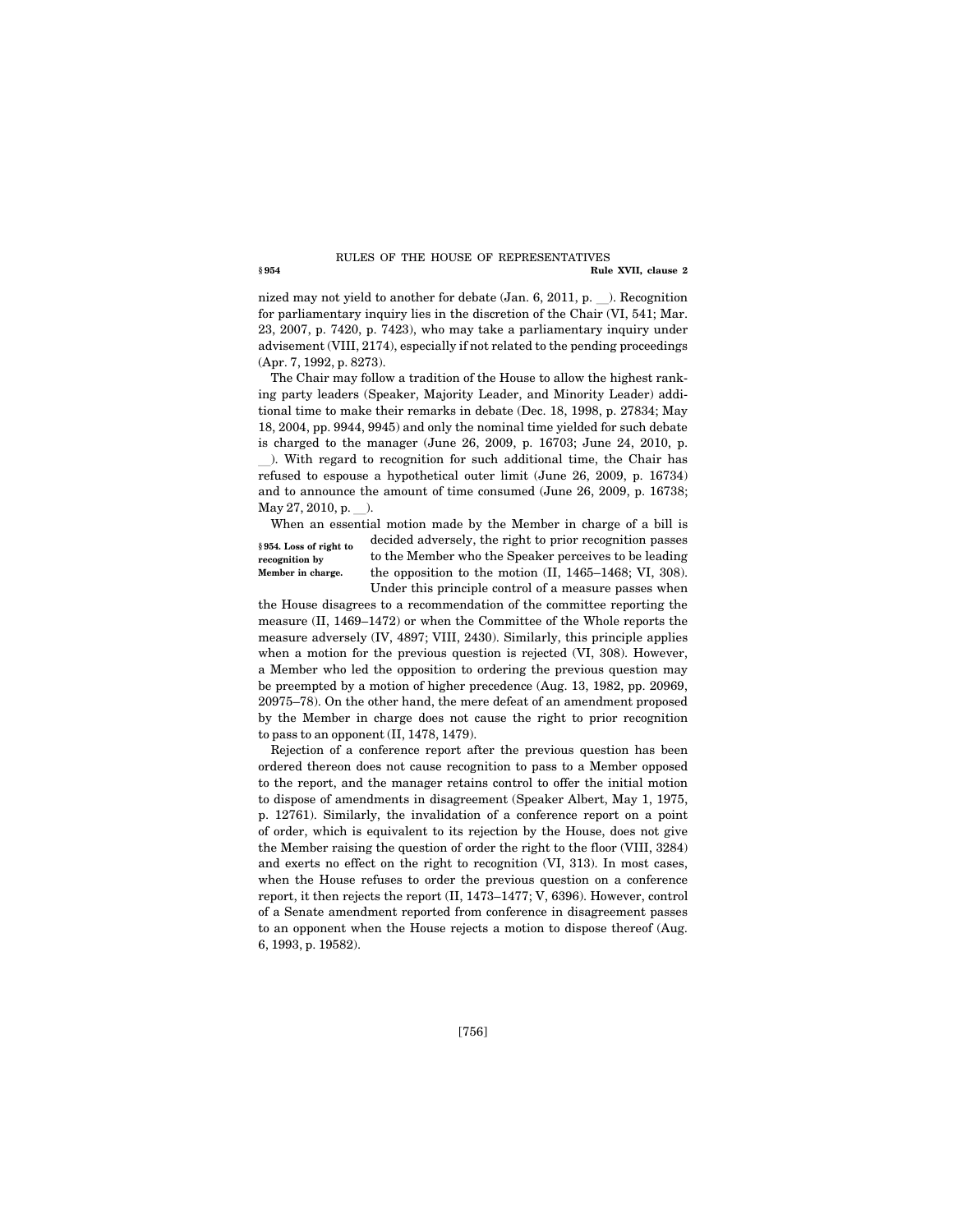nized may not yield to another for debate (Jan. 6, 2011, p. __). Recognition for parliamentary inquiry lies in the discretion of the Chair (VI, 541; Mar. 23, 2007, p. 7420, p. 7423), who may take a parliamentary inquiry under advisement (VIII, 2174), especially if not related to the pending proceedings (Apr. 7, 1992, p. 8273).

The Chair may follow a tradition of the House to allow the highest ranking party leaders (Speaker, Majority Leader, and Minority Leader) additional time to make their remarks in debate (Dec. 18, 1998, p. 27834; May 18, 2004, pp. 9944, 9945) and only the nominal time yielded for such debate is charged to the manager (June 26, 2009, p. 16703; June 24, 2010, p. __). With regard to recognition for such additional time, the Chair has refused to espouse a hypothetical outer limit (June 26, 2009, p. 16734) and to announce the amount of time consumed (June 26, 2009, p. 16738; May 27, 2010, p. __).

**§ 954. Loss of right to recognition by Member in charge.**

When an essential motion made by the Member in charge of a bill is decided adversely, the right to prior recognition passes to the Member who the Speaker perceives to be leading the opposition to the motion (II, 1465–1468; VI, 308). Under this principle control of a measure passes when the House disagrees to a recommendation of the committee reporting the measure (II, 1469–1472) or when the Committee of the Whole reports the measure adversely (IV, 4897; VIII, 2430). Similarly, this principle applies when a motion for the previous question is rejected (VI, 308). However, a Member who led the opposition to ordering the previous question may be preempted by a motion of higher precedence (Aug. 13, 1982, pp. 20969, 20975–78). On the other hand, the mere defeat of an amendment proposed by the Member in charge does not cause the right to prior recognition to pass to an opponent (II, 1478, 1479).

Rejection of a conference report after the previous question has been ordered thereon does not cause recognition to pass to a Member opposed to the report, and the manager retains control to offer the initial motion to dispose of amendments in disagreement (Speaker Albert, May 1, 1975, p. 12761). Similarly, the invalidation of a conference report on a point of order, which is equivalent to its rejection by the House, does not give the Member raising the question of order the right to the floor (VIII, 3284) and exerts no effect on the right to recognition (VI, 313). In most cases, when the House refuses to order the previous question on a conference report, it then rejects the report (II, 1473–1477; V, 6396). However, control of a Senate amendment reported from conference in disagreement passes to an opponent when the House rejects a motion to dispose thereof (Aug. 6, 1993, p. 19582).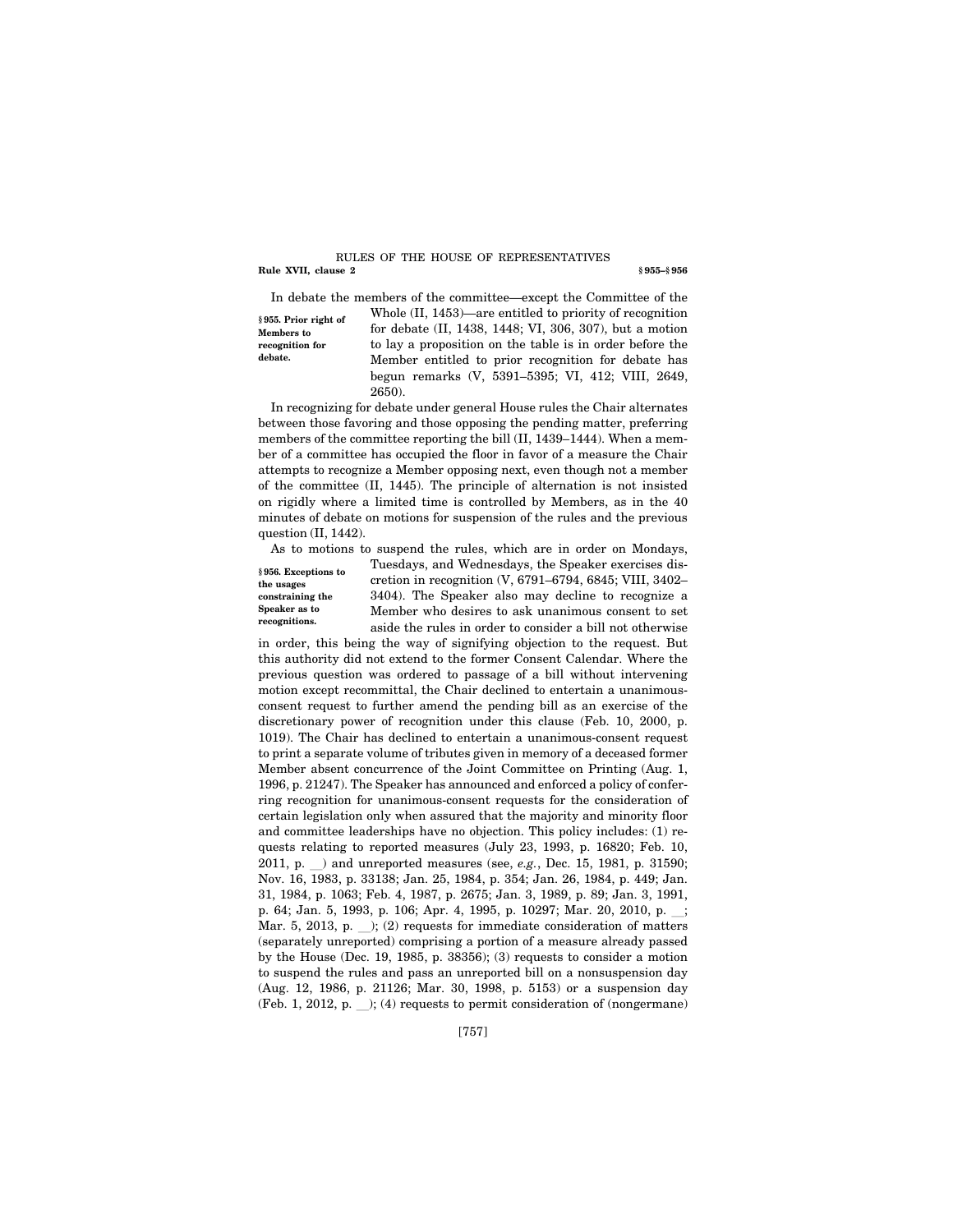In debate the members of the committee—except the Committee of the Whole (II, 1453)—are entitled to priority of recognition for debate (II, 1438, 1448; VI, 306, 307), but a motion to lay a proposition on the table is in order before the Member entitled to prior recognition for debate has begun remarks (V, 5391–5395; VI, 412; VIII, 2649, 2650).

**§ 955. Prior right of Members to recognition for debate.**

In recognizing for debate under general House rules the Chair alternates between those favoring and those opposing the pending matter, preferring members of the committee reporting the bill (II, 1439–1444). When a member of a committee has occupied the floor in favor of a measure the Chair attempts to recognize a Member opposing next, even though not a member of the committee (II, 1445). The principle of alternation is not insisted on rigidly where a limited time is controlled by Members, as in the 40 minutes of debate on motions for suspension of the rules and the previous question (II, 1442).

**§ 956. Exceptions to the usages constraining the Speaker as to recognitions.**

As to motions to suspend the rules, which are in order on Mondays, Tuesdays, and Wednesdays, the Speaker exercises discretion in recognition (V, 6791–6794, 6845; VIII, 3402–3404). The Speaker also may decline to recognize a Member who desires to ask unanimous consent to set aside the rules in order to consider a bill not otherwise in order, this being the way of signifying objection to the request. But this authority did not extend to the former Consent Calendar. Where the previous question was ordered to passage of a bill without intervening motion except recommittal, the Chair declined to entertain a unanimous-consent request to further amend the pending bill as an exercise of the discretionary power of recognition under this clause (Feb. 10, 2000, p. 1019). The Chair has declined to entertain a unanimous-consent request to print a separate volume of tributes given in memory of a deceased former Member absent concurrence of the Joint Committee on Printing (Aug. 1, 1996, p. 21247). The Speaker has announced and enforced a policy of conferring recognition for unanimous-consent requests for the consideration of certain legislation only when assured that the majority and minority floor and committee leaderships have no objection. This policy includes: (1) requests relating to reported measures (July 23, 1993, p. 16820; Feb. 10, 2011, p. __) and unreported measures (see, *e.g.*, Dec. 15, 1981, p. 31590; Nov. 16, 1983, p. 33138; Jan. 25, 1984, p. 354; Jan. 26, 1984, p. 449; Jan. 31, 1984, p. 1063; Feb. 4, 1987, p. 2675; Jan. 3, 1989, p. 89; Jan. 3, 1991, p. 64; Jan. 5, 1993, p. 106; Apr. 4, 1995, p. 10297; Mar. 20, 2010, p. __; Mar. 5, 2013, p. __); (2) requests for immediate consideration of matters (separately unreported) comprising a portion of a measure already passed by the House (Dec. 19, 1985, p. 38356); (3) requests to consider a motion to suspend the rules and pass an unreported bill on a nonsuspension day (Aug. 12, 1986, p. 21126; Mar. 30, 1998, p. 5153) or a suspension day (Feb. 1, 2012, p. __); (4) requests to permit consideration of (nongermane)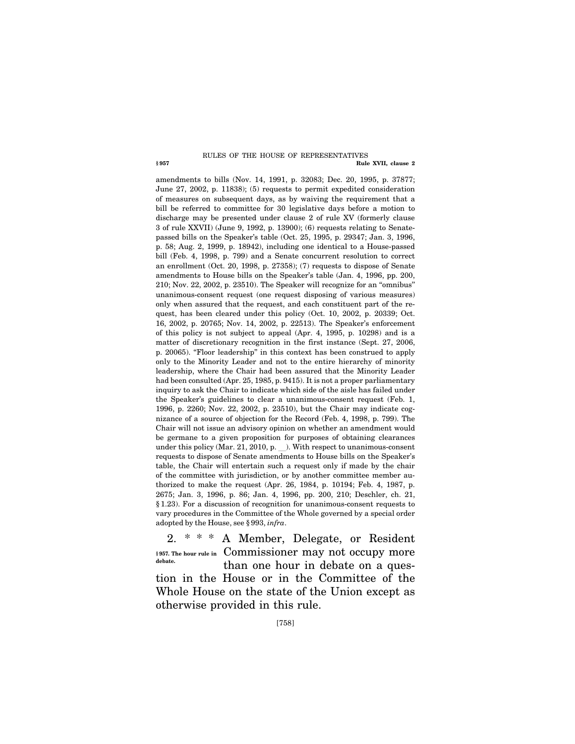amendments to bills (Nov. 14, 1991, p. 32083; Dec. 20, 1995, p. 37877; June 27, 2002, p. 11838); (5) requests to permit expedited consideration of measures on subsequent days, as by waiving the requirement that a bill be referred to committee for 30 legislative days before a motion to discharge may be presented under clause 2 of rule XV (formerly clause 3 of rule XXVII) (June 9, 1992, p. 13900); (6) requests relating to Senate-passed bills on the Speaker's table (Oct. 25, 1995, p. 29347; Jan. 3, 1996, p. 58; Aug. 2, 1999, p. 18942), including one identical to a House-passed bill (Feb. 4, 1998, p. 799) and a Senate concurrent resolution to correct an enrollment (Oct. 20, 1998, p. 27358); (7) requests to dispose of Senate amendments to House bills on the Speaker's table (Jan. 4, 1996, pp. 200, 210; Nov. 22, 2002, p. 23510). The Speaker will recognize for an "omnibus" unanimous-consent request (one request disposing of various measures) only when assured that the request, and each constituent part of the request, has been cleared under this policy (Oct. 10, 2002, p. 20339; Oct. 16, 2002, p. 20765; Nov. 14, 2002, p. 22513). The Speaker's enforcement of this policy is not subject to appeal (Apr. 4, 1995, p. 10298) and is a matter of discretionary recognition in the first instance (Sept. 27, 2006, p. 20065). "Floor leadership" in this context has been construed to apply only to the Minority Leader and not to the entire hierarchy of minority leadership, where the Chair had been assured that the Minority Leader had been consulted (Apr. 25, 1985, p. 9415). It is not a proper parliamentary inquiry to ask the Chair to indicate which side of the aisle has failed under the Speaker's guidelines to clear a unanimous-consent request (Feb. 1, 1996, p. 2260; Nov. 22, 2002, p. 23510), but the Chair may indicate cognizance of a source of objection for the Record (Feb. 4, 1998, p. 799). The Chair will not issue an advisory opinion on whether an amendment would be germane to a given proposition for purposes of obtaining clearances under this policy (Mar. 21, 2010, p. __). With respect to unanimous-consent requests to dispose of Senate amendments to House bills on the Speaker's table, the Chair will entertain such a request only if made by the chair of the committee with jurisdiction, or by another committee member authorized to make the request (Apr. 26, 1984, p. 10194; Feb. 4, 1987, p. 2675; Jan. 3, 1996, p. 86; Jan. 4, 1996, pp. 200, 210; Deschler, ch. 21, § 1.23). For a discussion of recognition for unanimous-consent requests to vary procedures in the Committee of the Whole governed by a special order adopted by the House, see § 993, *infra*.

**§ 957. The hour rule in debate.**

2. * * * A Member, Delegate, or Resident Commissioner may not occupy more than one hour in debate on a question in the House or in the Committee of the Whole House on the state of the Union except as otherwise provided in this rule.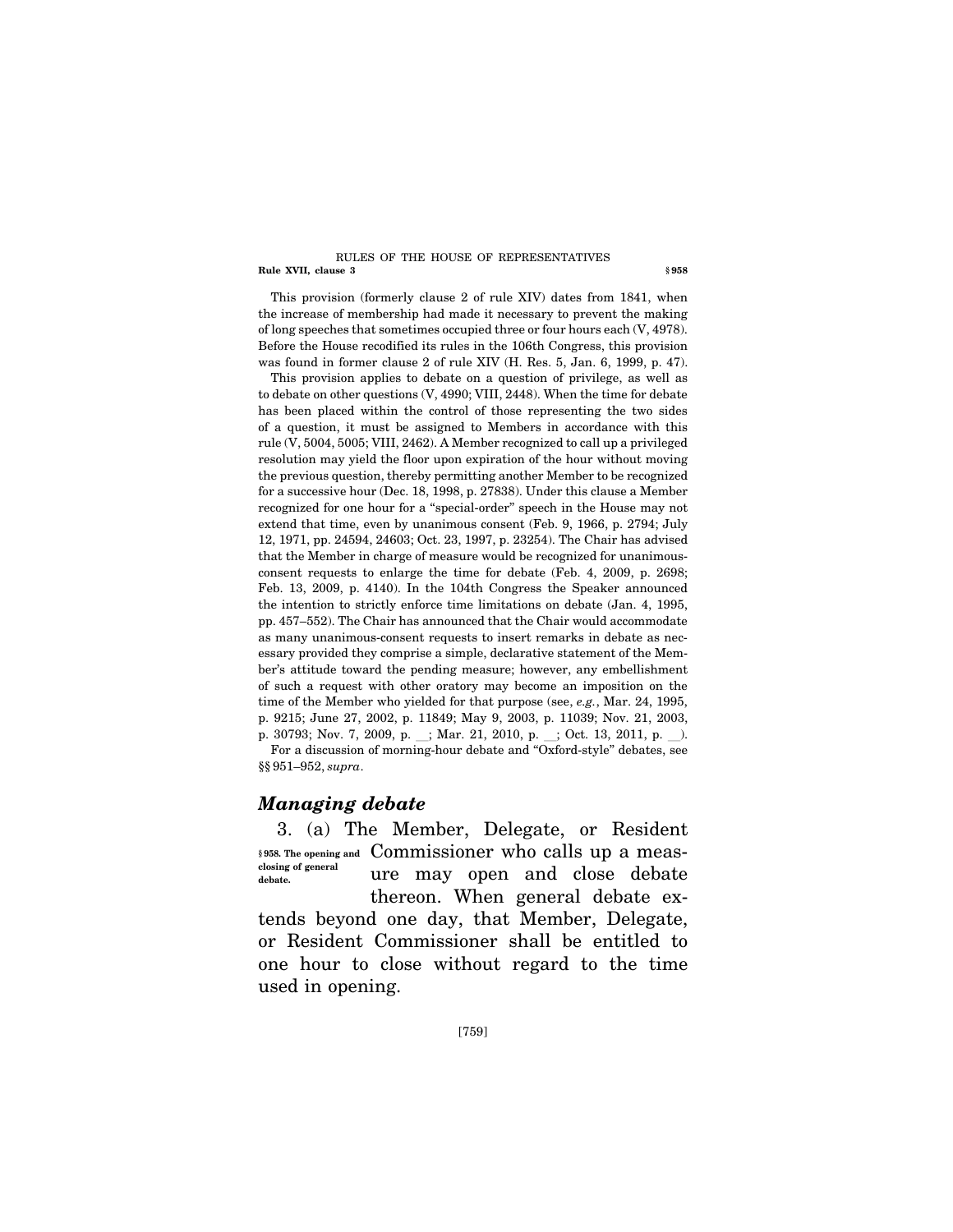This provision (formerly clause 2 of rule XIV) dates from 1841, when the increase of membership had made it necessary to prevent the making of long speeches that sometimes occupied three or four hours each (V, 4978). Before the House recodified its rules in the 106th Congress, this provision was found in former clause 2 of rule XIV (H. Res. 5, Jan. 6, 1999, p. 47).

This provision applies to debate on a question of privilege, as well as to debate on other questions (V, 4990; VIII, 2448). When the time for debate has been placed within the control of those representing the two sides of a question, it must be assigned to Members in accordance with this rule (V, 5004, 5005; VIII, 2462). A Member recognized to call up a privileged resolution may yield the floor upon expiration of the hour without moving the previous question, thereby permitting another Member to be recognized for a successive hour (Dec. 18, 1998, p. 27838). Under this clause a Member recognized for one hour for a "special-order" speech in the House may not extend that time, even by unanimous consent (Feb. 9, 1966, p. 2794; July 12, 1971, pp. 24594, 24603; Oct. 23, 1997, p. 23254). The Chair has advised that the Member in charge of measure would be recognized for unanimous-consent requests to enlarge the time for debate (Feb. 4, 2009, p. 2698; Feb. 13, 2009, p. 4140). In the 104th Congress the Speaker announced the intention to strictly enforce time limitations on debate (Jan. 4, 1995, pp. 457–552). The Chair has announced that the Chair would accommodate as many unanimous-consent requests to insert remarks in debate as necessary provided they comprise a simple, declarative statement of the Member's attitude toward the pending measure; however, any embellishment of such a request with other oratory may become an imposition on the time of the Member who yielded for that purpose (see, *e.g.*, Mar. 24, 1995, p. 9215; June 27, 2002, p. 11849; May 9, 2003, p. 11039; Nov. 21, 2003, p. 30793; Nov. 7, 2009, p. __; Mar. 21, 2010, p. __; Oct. 13, 2011, p. __).

For a discussion of morning-hour debate and "Oxford-style" debates, see §§ 951–952, *supra*.

## *Managing debate*

**§ 958. The opening and closing of general debate.**

3. (a) The Member, Delegate, or Resident Commissioner who calls up a measure may open and close debate thereon. When general debate extends beyond one day, that Member, Delegate, or Resident Commissioner shall be entitled to one hour to close without regard to the time used in opening.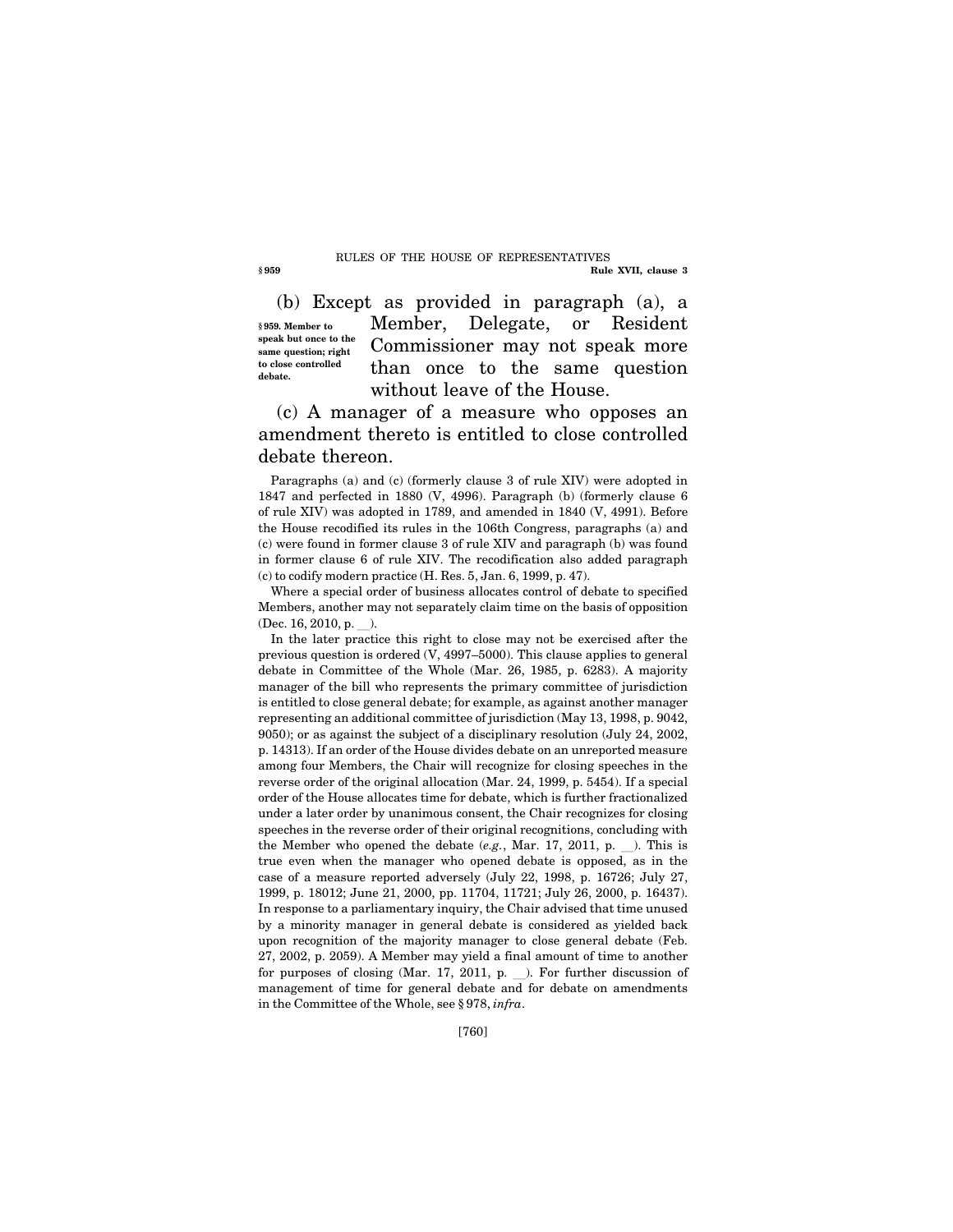(b) Except as provided in paragraph (a), a Member, Delegate, or Resident Commissioner may not speak more than once to the same question without leave of the House.

**§ 959. Member to speak but once to the same question; right to close controlled debate.**

(c) A manager of a measure who opposes an amendment thereto is entitled to close controlled debate thereon.

Paragraphs (a) and (c) (formerly clause 3 of rule XIV) were adopted in 1847 and perfected in 1880 (V, 4996). Paragraph (b) (formerly clause 6 of rule XIV) was adopted in 1789, and amended in 1840 (V, 4991). Before the House recodified its rules in the 106th Congress, paragraphs (a) and (c) were found in former clause 3 of rule XIV and paragraph (b) was found in former clause 6 of rule XIV. The recodification also added paragraph (c) to codify modern practice (H. Res. 5, Jan. 6, 1999, p. 47).

Where a special order of business allocates control of debate to specified Members, another may not separately claim time on the basis of opposition (Dec. 16, 2010, p. __).

In the later practice this right to close may not be exercised after the previous question is ordered (V, 4997–5000). This clause applies to general debate in Committee of the Whole (Mar. 26, 1985, p. 6283). A majority manager of the bill who represents the primary committee of jurisdiction is entitled to close general debate; for example, as against another manager representing an additional committee of jurisdiction (May 13, 1998, p. 9042, 9050); or as against the subject of a disciplinary resolution (July 24, 2002, p. 14313). If an order of the House divides debate on an unreported measure among four Members, the Chair will recognize for closing speeches in the reverse order of the original allocation (Mar. 24, 1999, p. 5454). If a special order of the House allocates time for debate, which is further fractionalized under a later order by unanimous consent, the Chair recognizes for closing speeches in the reverse order of their original recognitions, concluding with the Member who opened the debate (*e.g.*, Mar. 17, 2011, p. __). This is true even when the manager who opened debate is opposed, as in the case of a measure reported adversely (July 22, 1998, p. 16726; July 27, 1999, p. 18012; June 21, 2000, pp. 11704, 11721; July 26, 2000, p. 16437). In response to a parliamentary inquiry, the Chair advised that time unused by a minority manager in general debate is considered as yielded back upon recognition of the majority manager to close general debate (Feb. 27, 2002, p. 2059). A Member may yield a final amount of time to another for purposes of closing (Mar. 17, 2011, p. __). For further discussion of management of time for general debate and for debate on amendments in the Committee of the Whole, see § 978, *infra*.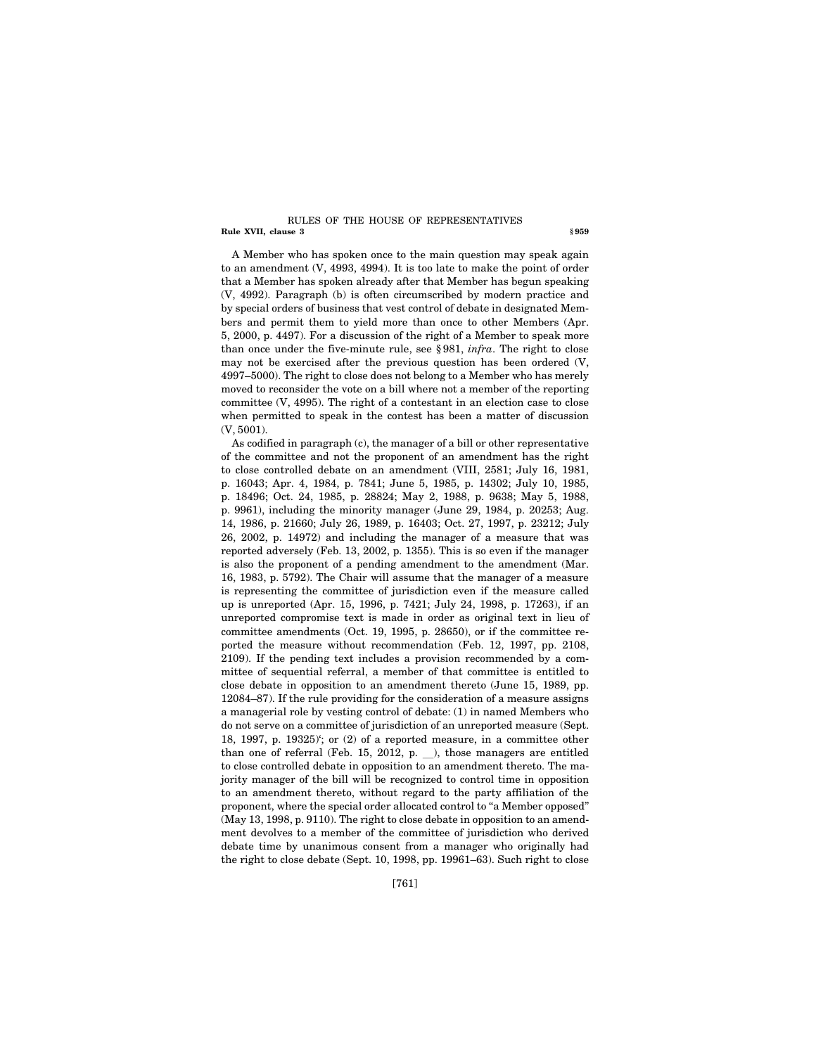A Member who has spoken once to the main question may speak again to an amendment (V, 4993, 4994). It is too late to make the point of order that a Member has spoken already after that Member has begun speaking (V, 4992). Paragraph (b) is often circumscribed by modern practice and by special orders of business that vest control of debate in designated Members and permit them to yield more than once to other Members (Apr. 5, 2000, p. 4497). For a discussion of the right of a Member to speak more than once under the five-minute rule, see § 981, *infra*. The right to close may not be exercised after the previous question has been ordered (V, 4997–5000). The right to close does not belong to a Member who has merely moved to reconsider the vote on a bill where not a member of the reporting committee (V, 4995). The right of a contestant in an election case to close when permitted to speak in the contest has been a matter of discussion (V, 5001).

As codified in paragraph (c), the manager of a bill or other representative of the committee and not the proponent of an amendment has the right to close controlled debate on an amendment (VIII, 2581; July 16, 1981, p. 16043; Apr. 4, 1984, p. 7841; June 5, 1985, p. 14302; July 10, 1985, p. 18496; Oct. 24, 1985, p. 28824; May 2, 1988, p. 9638; May 5, 1988, p. 9961), including the minority manager (June 29, 1984, p. 20253; Aug. 14, 1986, p. 21660; July 26, 1989, p. 16403; Oct. 27, 1997, p. 23212; July 26, 2002, p. 14972) and including the manager of a measure that was reported adversely (Feb. 13, 2002, p. 1355). This is so even if the manager is also the proponent of a pending amendment to the amendment (Mar. 16, 1983, p. 5792). The Chair will assume that the manager of a measure is representing the committee of jurisdiction even if the measure called up is unreported (Apr. 15, 1996, p. 7421; July 24, 1998, p. 17263), if an unreported compromise text is made in order as original text in lieu of committee amendments (Oct. 19, 1995, p. 28650), or if the committee reported the measure without recommendation (Feb. 12, 1997, pp. 2108, 2109). If the pending text includes a provision recommended by a committee of sequential referral, a member of that committee is entitled to close debate in opposition to an amendment thereto (June 15, 1989, pp. 12084–87). If the rule providing for the consideration of a measure assigns a managerial role by vesting control of debate: (1) in named Members who do not serve on a committee of jurisdiction of an unreported measure (Sept. 18, 1997, p. 19325)'; or (2) of a reported measure, in a committee other than one of referral (Feb. 15, 2012, p. __), those managers are entitled to close controlled debate in opposition to an amendment thereto. The majority manager of the bill will be recognized to control time in opposition to an amendment thereto, without regard to the party affiliation of the proponent, where the special order allocated control to "a Member opposed" (May 13, 1998, p. 9110). The right to close debate in opposition to an amendment devolves to a member of the committee of jurisdiction who derived debate time by unanimous consent from a manager who originally had the right to close debate (Sept. 10, 1998, pp. 19961–63). Such right to close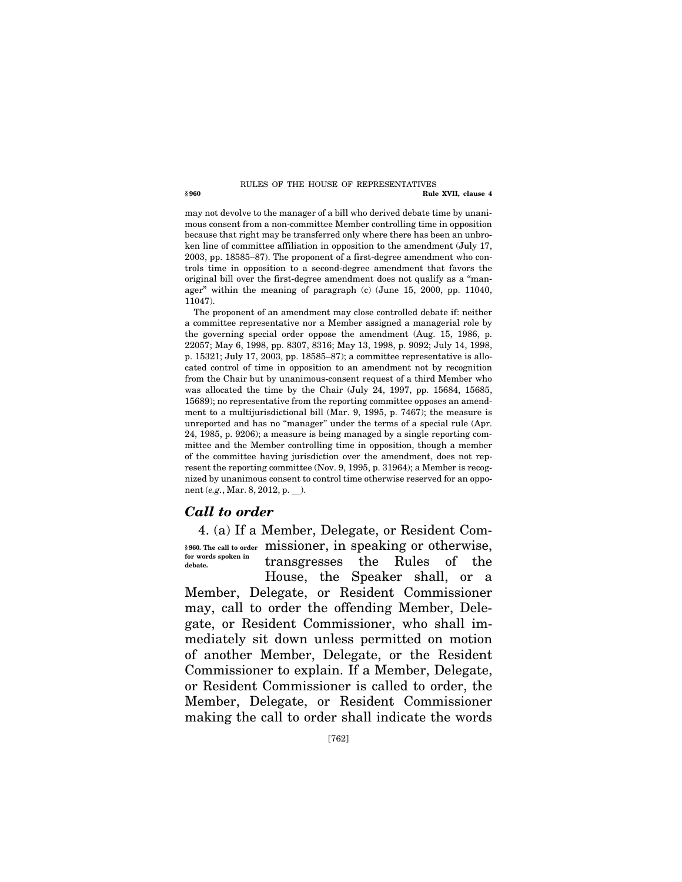may not devolve to the manager of a bill who derived debate time by unanimous consent from a non-committee Member controlling time in opposition because that right may be transferred only where there has been an unbroken line of committee affiliation in opposition to the amendment (July 17, 2003, pp. 18585–87). The proponent of a first-degree amendment who controls time in opposition to a second-degree amendment that favors the original bill over the first-degree amendment does not qualify as a "manager" within the meaning of paragraph (c) (June 15, 2000, pp. 11040, 11047).

The proponent of an amendment may close controlled debate if: neither a committee representative nor a Member assigned a managerial role by the governing special order oppose the amendment (Aug. 15, 1986, p. 22057; May 6, 1998, pp. 8307, 8316; May 13, 1998, p. 9092; July 14, 1998, p. 15321; July 17, 2003, pp. 18585–87); a committee representative is allocated control of time in opposition to an amendment not by recognition from the Chair but by unanimous-consent request of a third Member who was allocated the time by the Chair (July 24, 1997, pp. 15684, 15685, 15689); no representative from the reporting committee opposes an amendment to a multijurisdictional bill (Mar. 9, 1995, p. 7467); the measure is unreported and has no "manager" under the terms of a special rule (Apr. 24, 1985, p. 9206); a measure is being managed by a single reporting committee and the Member controlling time in opposition, though a member of the committee having jurisdiction over the amendment, does not represent the reporting committee (Nov. 9, 1995, p. 31964); a Member is recognized by unanimous consent to control time otherwise reserved for an opponent (*e.g.*, Mar. 8, 2012, p. __).

## *Call to order*

**§ 960. The call to order for words spoken in debate.**

4. (a) If a Member, Delegate, or Resident Commissioner, in speaking or otherwise, transgresses the Rules of the House, the Speaker shall, or a Member, Delegate, or Resident Commissioner may, call to order the offending Member, Delegate, or Resident Commissioner, who shall immediately sit down unless permitted on motion of another Member, Delegate, or the Resident Commissioner to explain. If a Member, Delegate, or Resident Commissioner is called to order, the Member, Delegate, or Resident Commissioner making the call to order shall indicate the words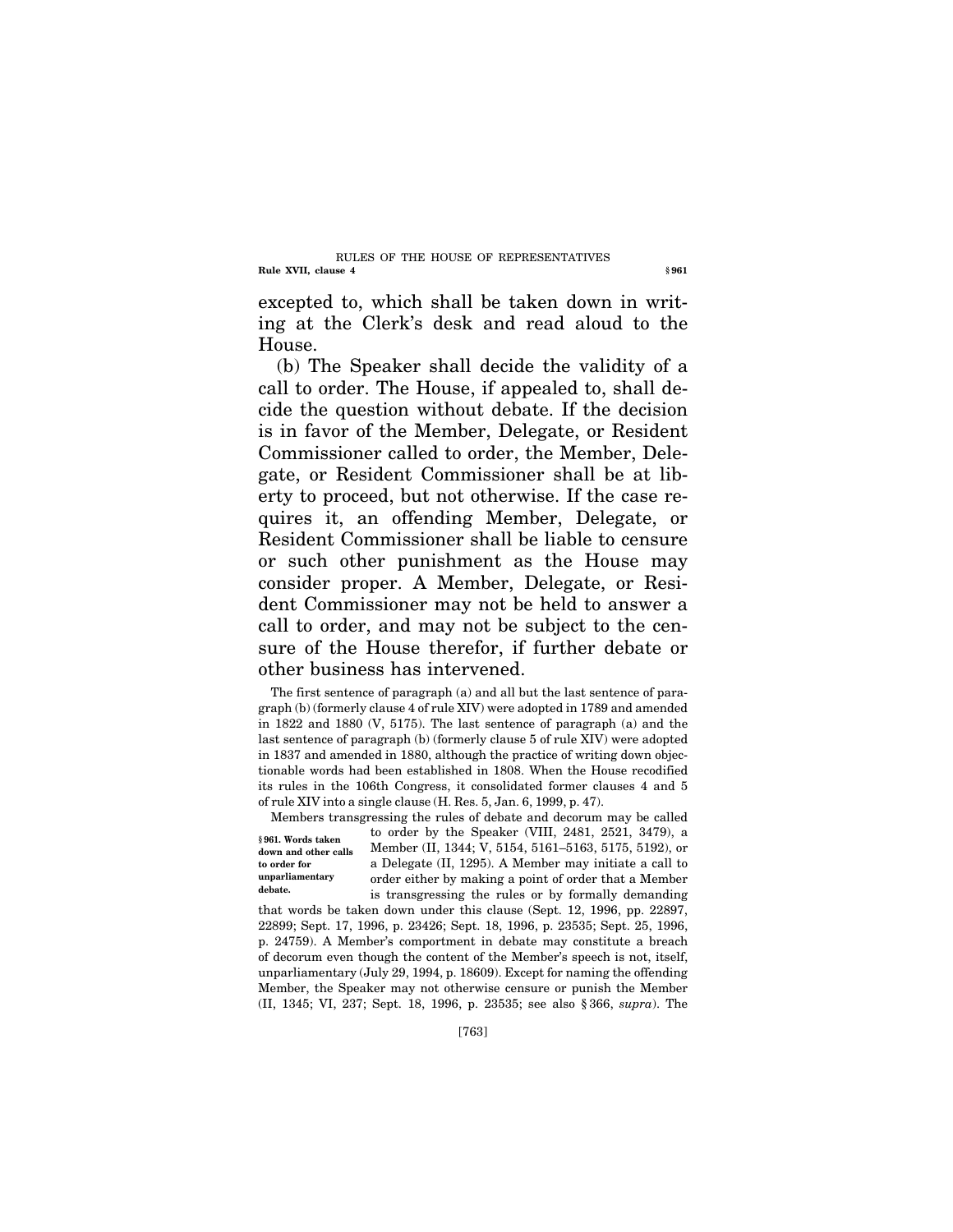excepted to, which shall be taken down in writing at the Clerk's desk and read aloud to the House.

(b) The Speaker shall decide the validity of a call to order. The House, if appealed to, shall decide the question without debate. If the decision is in favor of the Member, Delegate, or Resident Commissioner called to order, the Member, Delegate, or Resident Commissioner shall be at liberty to proceed, but not otherwise. If the case requires it, an offending Member, Delegate, or Resident Commissioner shall be liable to censure or such other punishment as the House may consider proper. A Member, Delegate, or Resident Commissioner may not be held to answer a call to order, and may not be subject to the censure of the House therefor, if further debate or other business has intervened.

The first sentence of paragraph (a) and all but the last sentence of paragraph (b) (formerly clause 4 of rule XIV) were adopted in 1789 and amended in 1822 and 1880 (V, 5175). The last sentence of paragraph (a) and the last sentence of paragraph (b) (formerly clause 5 of rule XIV) were adopted in 1837 and amended in 1880, although the practice of writing down objectionable words had been established in 1808. When the House recodified its rules in the 106th Congress, it consolidated former clauses 4 and 5 of rule XIV into a single clause (H. Res. 5, Jan. 6, 1999, p. 47).

**§ 961. Words taken down and other calls to order for unparliamentary debate.**

Members transgressing the rules of debate and decorum may be called to order by the Speaker (VIII, 2481, 2521, 3479), a Member (II, 1344; V, 5154, 5161–5163, 5175, 5192), or a Delegate (II, 1295). A Member may initiate a call to order either by making a point of order that a Member is transgressing the rules or by formally demanding that words be taken down under this clause (Sept. 12, 1996, pp. 22897, 22899; Sept. 17, 1996, p. 23426; Sept. 18, 1996, p. 23535; Sept. 25, 1996, p. 24759). A Member's comportment in debate may constitute a breach of decorum even though the content of the Member's speech is not, itself, unparliamentary (July 29, 1994, p. 18609). Except for naming the offending Member, the Speaker may not otherwise censure or punish the Member (II, 1345; VI, 237; Sept. 18, 1996, p. 23535; see also § 366, *supra*). The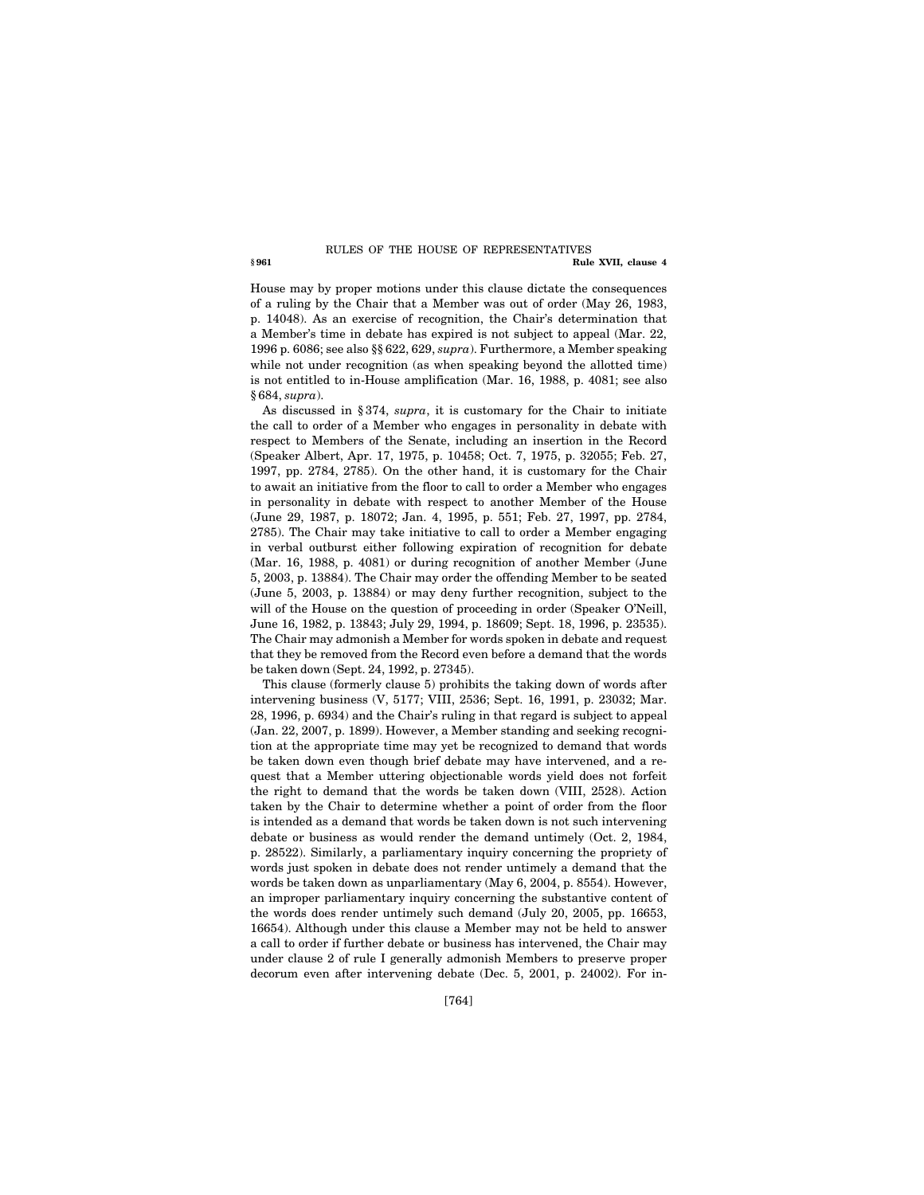House may by proper motions under this clause dictate the consequences of a ruling by the Chair that a Member was out of order (May 26, 1983, p. 14048). As an exercise of recognition, the Chair's determination that a Member's time in debate has expired is not subject to appeal (Mar. 22, 1996 p. 6086; see also §§ 622, 629, *supra*). Furthermore, a Member speaking while not under recognition (as when speaking beyond the allotted time) is not entitled to in-House amplification (Mar. 16, 1988, p. 4081; see also § 684, *supra*).

As discussed in § 374, *supra*, it is customary for the Chair to initiate the call to order of a Member who engages in personality in debate with respect to Members of the Senate, including an insertion in the Record (Speaker Albert, Apr. 17, 1975, p. 10458; Oct. 7, 1975, p. 32055; Feb. 27, 1997, pp. 2784, 2785). On the other hand, it is customary for the Chair to await an initiative from the floor to call to order a Member who engages in personality in debate with respect to another Member of the House (June 29, 1987, p. 18072; Jan. 4, 1995, p. 551; Feb. 27, 1997, pp. 2784, 2785). The Chair may take initiative to call to order a Member engaging in verbal outburst either following expiration of recognition for debate (Mar. 16, 1988, p. 4081) or during recognition of another Member (June 5, 2003, p. 13884). The Chair may order the offending Member to be seated (June 5, 2003, p. 13884) or may deny further recognition, subject to the will of the House on the question of proceeding in order (Speaker O'Neill, June 16, 1982, p. 13843; July 29, 1994, p. 18609; Sept. 18, 1996, p. 23535). The Chair may admonish a Member for words spoken in debate and request that they be removed from the Record even before a demand that the words be taken down (Sept. 24, 1992, p. 27345).

This clause (formerly clause 5) prohibits the taking down of words after intervening business (V, 5177; VIII, 2536; Sept. 16, 1991, p. 23032; Mar. 28, 1996, p. 6934) and the Chair's ruling in that regard is subject to appeal (Jan. 22, 2007, p. 1899). However, a Member standing and seeking recognition at the appropriate time may yet be recognized to demand that words be taken down even though brief debate may have intervened, and a request that a Member uttering objectionable words yield does not forfeit the right to demand that the words be taken down (VIII, 2528). Action taken by the Chair to determine whether a point of order from the floor is intended as a demand that words be taken down is not such intervening debate or business as would render the demand untimely (Oct. 2, 1984, p. 28522). Similarly, a parliamentary inquiry concerning the propriety of words just spoken in debate does not render untimely a demand that the words be taken down as unparliamentary (May 6, 2004, p. 8554). However, an improper parliamentary inquiry concerning the substantive content of the words does render untimely such demand (July 20, 2005, pp. 16653, 16654). Although under this clause a Member may not be held to answer a call to order if further debate or business has intervened, the Chair may under clause 2 of rule I generally admonish Members to preserve proper decorum even after intervening debate (Dec. 5, 2001, p. 24002). For in-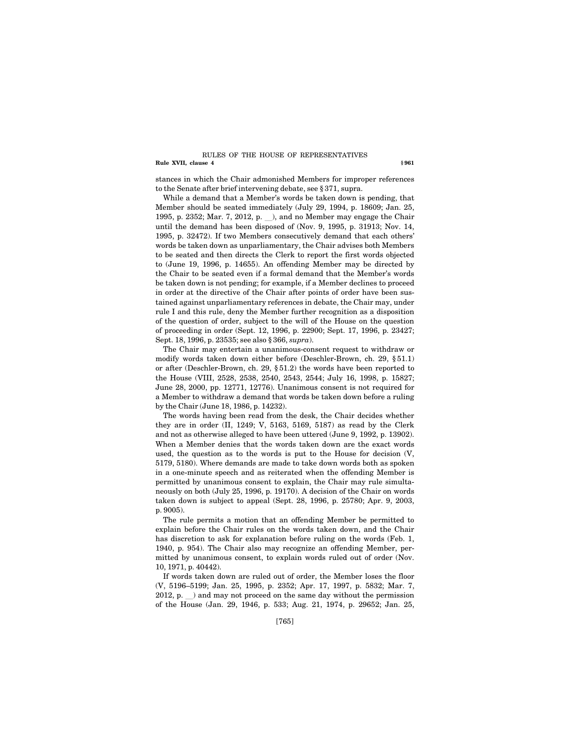stances in which the Chair admonished Members for improper references to the Senate after brief intervening debate, see § 371, supra.

While a demand that a Member's words be taken down is pending, that Member should be seated immediately (July 29, 1994, p. 18609; Jan. 25, 1995, p. 2352; Mar. 7, 2012, p. __), and no Member may engage the Chair until the demand has been disposed of (Nov. 9, 1995, p. 31913; Nov. 14, 1995, p. 32472). If two Members consecutively demand that each others' words be taken down as unparliamentary, the Chair advises both Members to be seated and then directs the Clerk to report the first words objected to (June 19, 1996, p. 14655). An offending Member may be directed by the Chair to be seated even if a formal demand that the Member's words be taken down is not pending; for example, if a Member declines to proceed in order at the directive of the Chair after points of order have been sustained against unparliamentary references in debate, the Chair may, under rule I and this rule, deny the Member further recognition as a disposition of the question of order, subject to the will of the House on the question of proceeding in order (Sept. 12, 1996, p. 22900; Sept. 17, 1996, p. 23427; Sept. 18, 1996, p. 23535; see also § 366, *supra*).

The Chair may entertain a unanimous-consent request to withdraw or modify words taken down either before (Deschler-Brown, ch. 29, § 51.1) or after (Deschler-Brown, ch. 29, § 51.2) the words have been reported to the House (VIII, 2528, 2538, 2540, 2543, 2544; July 16, 1998, p. 15827; June 28, 2000, pp. 12771, 12776). Unanimous consent is not required for a Member to withdraw a demand that words be taken down before a ruling by the Chair (June 18, 1986, p. 14232).

The words having been read from the desk, the Chair decides whether they are in order (II, 1249; V, 5163, 5169, 5187) as read by the Clerk and not as otherwise alleged to have been uttered (June 9, 1992, p. 13902). When a Member denies that the words taken down are the exact words used, the question as to the words is put to the House for decision (V, 5179, 5180). Where demands are made to take down words both as spoken in a one-minute speech and as reiterated when the offending Member is permitted by unanimous consent to explain, the Chair may rule simultaneously on both (July 25, 1996, p. 19170). A decision of the Chair on words taken down is subject to appeal (Sept. 28, 1996, p. 25780; Apr. 9, 2003, p. 9005).

The rule permits a motion that an offending Member be permitted to explain before the Chair rules on the words taken down, and the Chair has discretion to ask for explanation before ruling on the words (Feb. 1, 1940, p. 954). The Chair also may recognize an offending Member, permitted by unanimous consent, to explain words ruled out of order (Nov. 10, 1971, p. 40442).

If words taken down are ruled out of order, the Member loses the floor (V, 5196–5199; Jan. 25, 1995, p. 2352; Apr. 17, 1997, p. 5832; Mar. 7, 2012, p. __) and may not proceed on the same day without the permission of the House (Jan. 29, 1946, p. 533; Aug. 21, 1974, p. 29652; Jan. 25,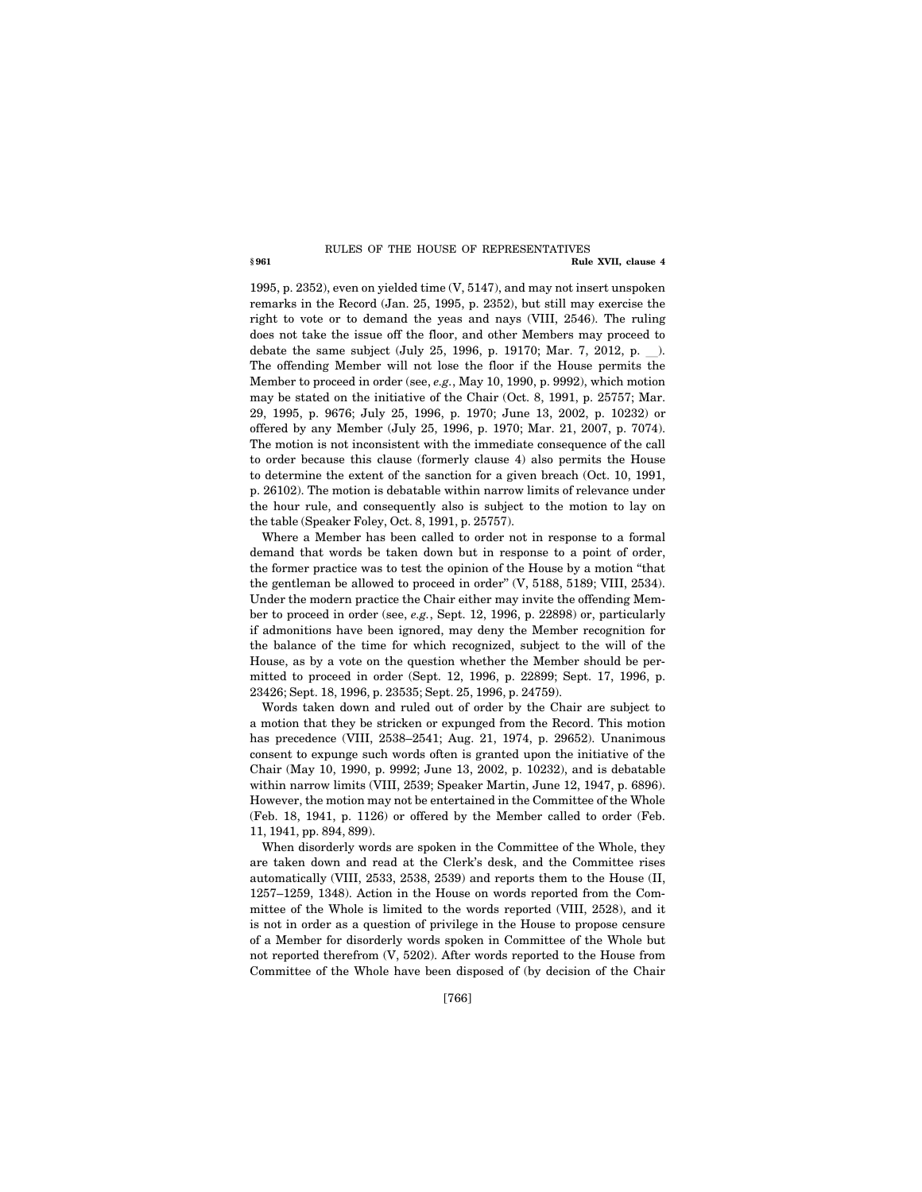1995, p. 2352), even on yielded time (V, 5147), and may not insert unspoken remarks in the Record (Jan. 25, 1995, p. 2352), but still may exercise the right to vote or to demand the yeas and nays (VIII, 2546). The ruling does not take the issue off the floor, and other Members may proceed to debate the same subject (July 25, 1996, p. 19170; Mar. 7, 2012, p. __). The offending Member will not lose the floor if the House permits the Member to proceed in order (see, *e.g.*, May 10, 1990, p. 9992), which motion may be stated on the initiative of the Chair (Oct. 8, 1991, p. 25757; Mar. 29, 1995, p. 9676; July 25, 1996, p. 1970; June 13, 2002, p. 10232) or offered by any Member (July 25, 1996, p. 1970; Mar. 21, 2007, p. 7074). The motion is not inconsistent with the immediate consequence of the call to order because this clause (formerly clause 4) also permits the House to determine the extent of the sanction for a given breach (Oct. 10, 1991, p. 26102). The motion is debatable within narrow limits of relevance under the hour rule, and consequently also is subject to the motion to lay on the table (Speaker Foley, Oct. 8, 1991, p. 25757).

Where a Member has been called to order not in response to a formal demand that words be taken down but in response to a point of order, the former practice was to test the opinion of the House by a motion "that the gentleman be allowed to proceed in order" (V, 5188, 5189; VIII, 2534). Under the modern practice the Chair either may invite the offending Member to proceed in order (see, *e.g.*, Sept. 12, 1996, p. 22898) or, particularly if admonitions have been ignored, may deny the Member recognition for the balance of the time for which recognized, subject to the will of the House, as by a vote on the question whether the Member should be permitted to proceed in order (Sept. 12, 1996, p. 22899; Sept. 17, 1996, p. 23426; Sept. 18, 1996, p. 23535; Sept. 25, 1996, p. 24759).

Words taken down and ruled out of order by the Chair are subject to a motion that they be stricken or expunged from the Record. This motion has precedence (VIII, 2538–2541; Aug. 21, 1974, p. 29652). Unanimous consent to expunge such words often is granted upon the initiative of the Chair (May 10, 1990, p. 9992; June 13, 2002, p. 10232), and is debatable within narrow limits (VIII, 2539; Speaker Martin, June 12, 1947, p. 6896). However, the motion may not be entertained in the Committee of the Whole (Feb. 18, 1941, p. 1126) or offered by the Member called to order (Feb. 11, 1941, pp. 894, 899).

When disorderly words are spoken in the Committee of the Whole, they are taken down and read at the Clerk's desk, and the Committee rises automatically (VIII, 2533, 2538, 2539) and reports them to the House (II, 1257–1259, 1348). Action in the House on words reported from the Committee of the Whole is limited to the words reported (VIII, 2528), and it is not in order as a question of privilege in the House to propose censure of a Member for disorderly words spoken in Committee of the Whole but not reported therefrom (V, 5202). After words reported to the House from Committee of the Whole have been disposed of (by decision of the Chair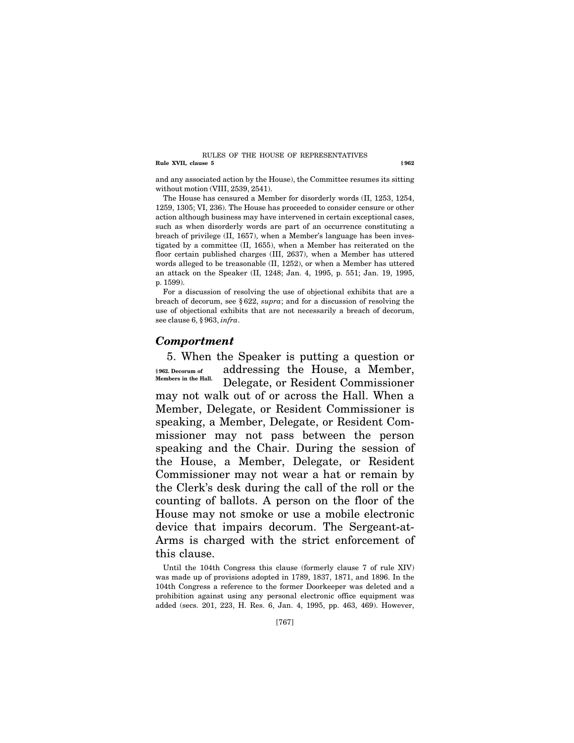and any associated action by the House), the Committee resumes its sitting without motion (VIII, 2539, 2541).

The House has censured a Member for disorderly words (II, 1253, 1254, 1259, 1305; VI, 236). The House has proceeded to consider censure or other action although business may have intervened in certain exceptional cases, such as when disorderly words are part of an occurrence constituting a breach of privilege (II, 1657), when a Member's language has been investigated by a committee (II, 1655), when a Member has reiterated on the floor certain published charges (III, 2637), when a Member has uttered words alleged to be treasonable (II, 1252), or when a Member has uttered an attack on the Speaker (II, 1248; Jan. 4, 1995, p. 551; Jan. 19, 1995, p. 1599).

For a discussion of resolving the use of objectional exhibits that are a breach of decorum, see § 622, *supra*; and for a discussion of resolving the use of objectional exhibits that are not necessarily a breach of decorum, see clause 6, § 963, *infra*.

## *Comportment*

**§ 962. Decorum of Members in the Hall.**

5. When the Speaker is putting a question or addressing the House, a Member, Delegate, or Resident Commissioner may not walk out of or across the Hall. When a Member, Delegate, or Resident Commissioner is speaking, a Member, Delegate, or Resident Commissioner may not pass between the person speaking and the Chair. During the session of the House, a Member, Delegate, or Resident Commissioner may not wear a hat or remain by the Clerk's desk during the call of the roll or the counting of ballots. A person on the floor of the House may not smoke or use a mobile electronic device that impairs decorum. The Sergeant-at-Arms is charged with the strict enforcement of this clause.

Until the 104th Congress this clause (formerly clause 7 of rule XIV) was made up of provisions adopted in 1789, 1837, 1871, and 1896. In the 104th Congress a reference to the former Doorkeeper was deleted and a prohibition against using any personal electronic office equipment was added (secs. 201, 223, H. Res. 6, Jan. 4, 1995, pp. 463, 469). However,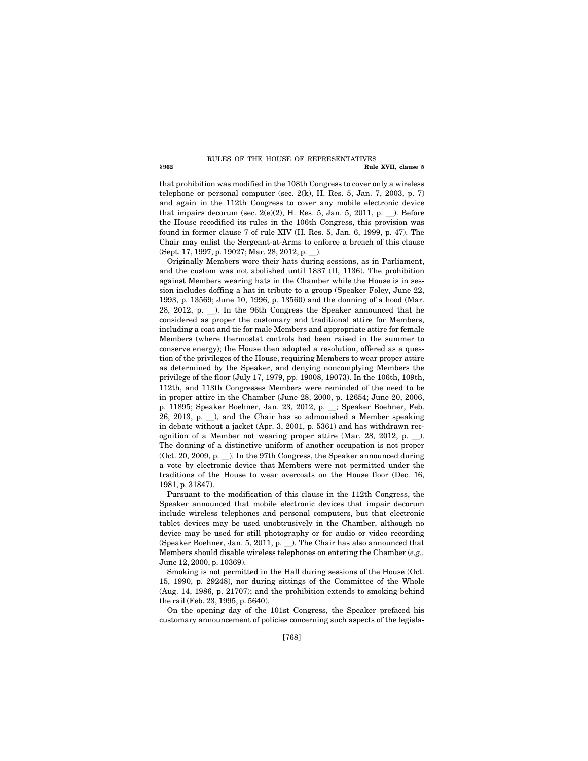that prohibition was modified in the 108th Congress to cover only a wireless telephone or personal computer (sec. 2(k), H. Res. 5, Jan. 7, 2003, p. 7) and again in the 112th Congress to cover any mobile electronic device that impairs decorum (sec. 2(e)(2), H. Res. 5, Jan. 5, 2011, p. __). Before the House recodified its rules in the 106th Congress, this provision was found in former clause 7 of rule XIV (H. Res. 5, Jan. 6, 1999, p. 47). The Chair may enlist the Sergeant-at-Arms to enforce a breach of this clause (Sept. 17, 1997, p. 19027; Mar. 28, 2012, p. __).

Originally Members wore their hats during sessions, as in Parliament, and the custom was not abolished until 1837 (II, 1136). The prohibition against Members wearing hats in the Chamber while the House is in session includes doffing a hat in tribute to a group (Speaker Foley, June 22, 1993, p. 13569; June 10, 1996, p. 13560) and the donning of a hood (Mar. 28, 2012, p. __). In the 96th Congress the Speaker announced that he considered as proper the customary and traditional attire for Members, including a coat and tie for male Members and appropriate attire for female Members (where thermostat controls had been raised in the summer to conserve energy); the House then adopted a resolution, offered as a question of the privileges of the House, requiring Members to wear proper attire as determined by the Speaker, and denying noncomplying Members the privilege of the floor (July 17, 1979, pp. 19008, 19073). In the 106th, 109th, 112th, and 113th Congresses Members were reminded of the need to be in proper attire in the Chamber (June 28, 2000, p. 12654; June 20, 2006, p. 11895; Speaker Boehner, Jan. 23, 2012, p. __; Speaker Boehner, Feb. 26, 2013, p. __), and the Chair has so admonished a Member speaking in debate without a jacket (Apr. 3, 2001, p. 5361) and has withdrawn recognition of a Member not wearing proper attire (Mar. 28, 2012, p. __). The donning of a distinctive uniform of another occupation is not proper (Oct. 20, 2009, p. __). In the 97th Congress, the Speaker announced during a vote by electronic device that Members were not permitted under the traditions of the House to wear overcoats on the House floor (Dec. 16, 1981, p. 31847).

Pursuant to the modification of this clause in the 112th Congress, the Speaker announced that mobile electronic devices that impair decorum include wireless telephones and personal computers, but that electronic tablet devices may be used unobtrusively in the Chamber, although no device may be used for still photography or for audio or video recording (Speaker Boehner, Jan. 5, 2011, p. __). The Chair has also announced that Members should disable wireless telephones on entering the Chamber (*e.g.,* June 12, 2000, p. 10369).

Smoking is not permitted in the Hall during sessions of the House (Oct. 15, 1990, p. 29248), nor during sittings of the Committee of the Whole (Aug. 14, 1986, p. 21707); and the prohibition extends to smoking behind the rail (Feb. 23, 1995, p. 5640).

On the opening day of the 101st Congress, the Speaker prefaced his customary announcement of policies concerning such aspects of the legisla-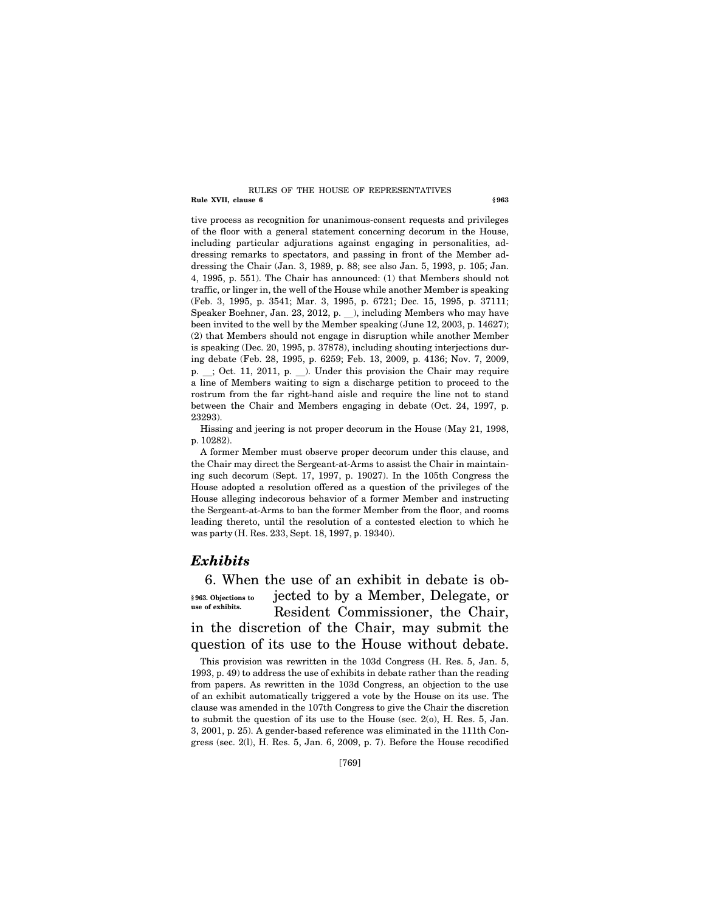tive process as recognition for unanimous-consent requests and privileges of the floor with a general statement concerning decorum in the House, including particular adjurations against engaging in personalities, addressing remarks to spectators, and passing in front of the Member addressing the Chair (Jan. 3, 1989, p. 88; see also Jan. 5, 1993, p. 105; Jan. 4, 1995, p. 551). The Chair has announced: (1) that Members should not traffic, or linger in, the well of the House while another Member is speaking (Feb. 3, 1995, p. 3541; Mar. 3, 1995, p. 6721; Dec. 15, 1995, p. 37111; Speaker Boehner, Jan. 23, 2012, p. __), including Members who may have been invited to the well by the Member speaking (June 12, 2003, p. 14627); (2) that Members should not engage in disruption while another Member is speaking (Dec. 20, 1995, p. 37878), including shouting interjections during debate (Feb. 28, 1995, p. 6259; Feb. 13, 2009, p. 4136; Nov. 7, 2009, p. __; Oct. 11, 2011, p. __). Under this provision the Chair may require a line of Members waiting to sign a discharge petition to proceed to the rostrum from the far right-hand aisle and require the line not to stand between the Chair and Members engaging in debate (Oct. 24, 1997, p. 23293).

Hissing and jeering is not proper decorum in the House (May 21, 1998, p. 10282).

A former Member must observe proper decorum under this clause, and the Chair may direct the Sergeant-at-Arms to assist the Chair in maintaining such decorum (Sept. 17, 1997, p. 19027). In the 105th Congress the House adopted a resolution offered as a question of the privileges of the House alleging indecorous behavior of a former Member and instructing the Sergeant-at-Arms to ban the former Member from the floor, and rooms leading thereto, until the resolution of a contested election to which he was party (H. Res. 233, Sept. 18, 1997, p. 19340).

## *Exhibits*

**§ 963. Objections to use of exhibits.**

6. When the use of an exhibit in debate is objected to by a Member, Delegate, or Resident Commissioner, the Chair, in the discretion of the Chair, may submit the question of its use to the House without debate.

This provision was rewritten in the 103d Congress (H. Res. 5, Jan. 5, 1993, p. 49) to address the use of exhibits in debate rather than the reading from papers. As rewritten in the 103d Congress, an objection to the use of an exhibit automatically triggered a vote by the House on its use. The clause was amended in the 107th Congress to give the Chair the discretion to submit the question of its use to the House (sec. 2(o), H. Res. 5, Jan. 3, 2001, p. 25). A gender-based reference was eliminated in the 111th Congress (sec. 2(l), H. Res. 5, Jan. 6, 2009, p. 7). Before the House recodified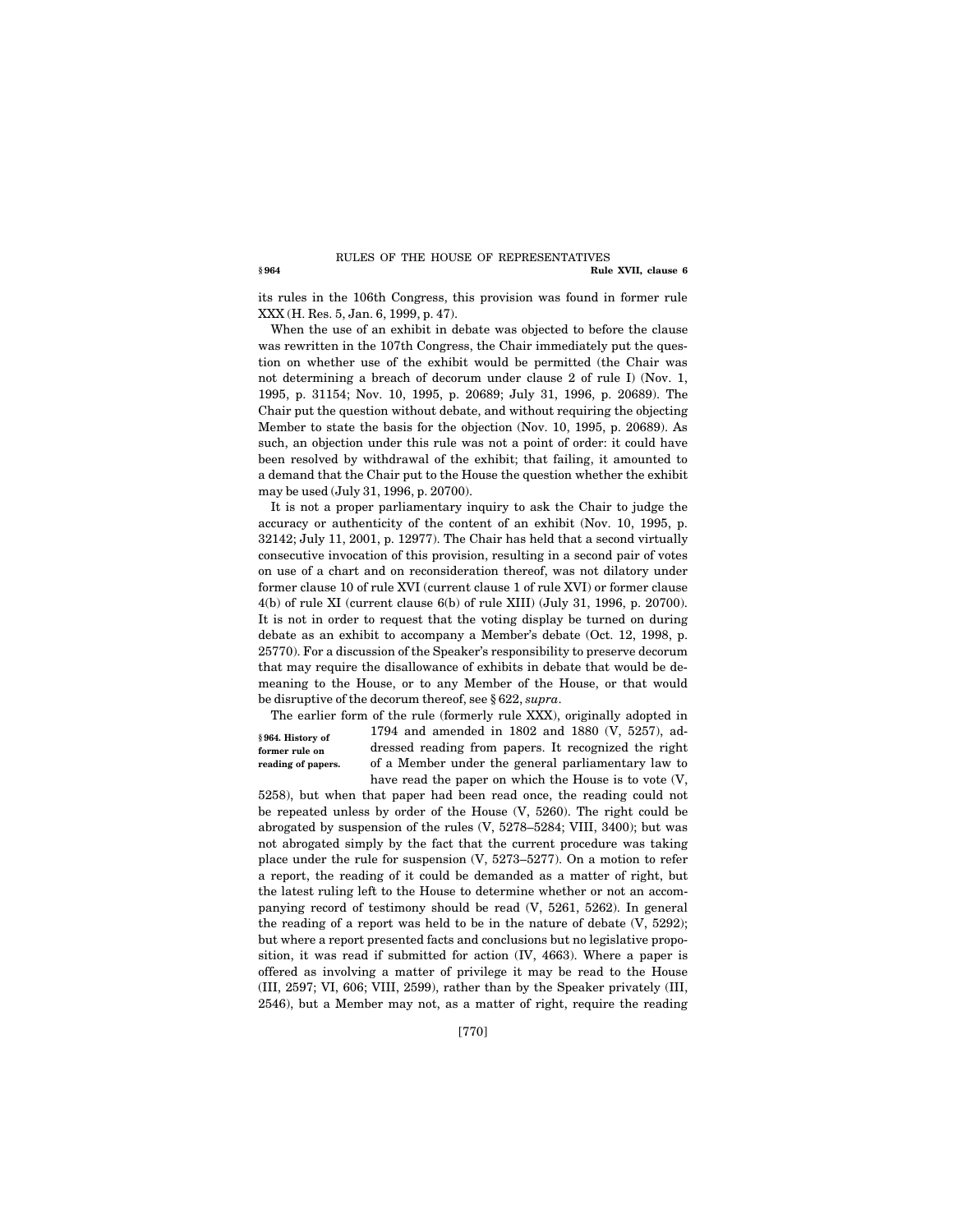its rules in the 106th Congress, this provision was found in former rule XXX (H. Res. 5, Jan. 6, 1999, p. 47).

When the use of an exhibit in debate was objected to before the clause was rewritten in the 107th Congress, the Chair immediately put the question on whether use of the exhibit would be permitted (the Chair was not determining a breach of decorum under clause 2 of rule I) (Nov. 1, 1995, p. 31154; Nov. 10, 1995, p. 20689; July 31, 1996, p. 20689). The Chair put the question without debate, and without requiring the objecting Member to state the basis for the objection (Nov. 10, 1995, p. 20689). As such, an objection under this rule was not a point of order: it could have been resolved by withdrawal of the exhibit; that failing, it amounted to a demand that the Chair put to the House the question whether the exhibit may be used (July 31, 1996, p. 20700).

It is not a proper parliamentary inquiry to ask the Chair to judge the accuracy or authenticity of the content of an exhibit (Nov. 10, 1995, p. 32142; July 11, 2001, p. 12977). The Chair has held that a second virtually consecutive invocation of this provision, resulting in a second pair of votes on use of a chart and on reconsideration thereof, was not dilatory under former clause 10 of rule XVI (current clause 1 of rule XVI) or former clause 4(b) of rule XI (current clause 6(b) of rule XIII) (July 31, 1996, p. 20700). It is not in order to request that the voting display be turned on during debate as an exhibit to accompany a Member's debate (Oct. 12, 1998, p. 25770). For a discussion of the Speaker's responsibility to preserve decorum that may require the disallowance of exhibits in debate that would be demeaning to the House, or to any Member of the House, or that would be disruptive of the decorum thereof, see § 622, *supra*.

**§ 964. History of former rule on reading of papers.**

The earlier form of the rule (formerly rule XXX), originally adopted in 1794 and amended in 1802 and 1880 (V, 5257), addressed reading from papers. It recognized the right of a Member under the general parliamentary law to have read the paper on which the House is to vote (V, 5258), but when that paper had been read once, the reading could not be repeated unless by order of the House (V, 5260). The right could be abrogated by suspension of the rules (V, 5278–5284; VIII, 3400); but was not abrogated simply by the fact that the current procedure was taking place under the rule for suspension (V, 5273–5277). On a motion to refer a report, the reading of it could be demanded as a matter of right, but the latest ruling left to the House to determine whether or not an accompanying record of testimony should be read (V, 5261, 5262). In general the reading of a report was held to be in the nature of debate (V, 5292); but where a report presented facts and conclusions but no legislative proposition, it was read if submitted for action (IV, 4663). Where a paper is offered as involving a matter of privilege it may be read to the House (III, 2597; VI, 606; VIII, 2599), rather than by the Speaker privately (III, 2546), but a Member may not, as a matter of right, require the reading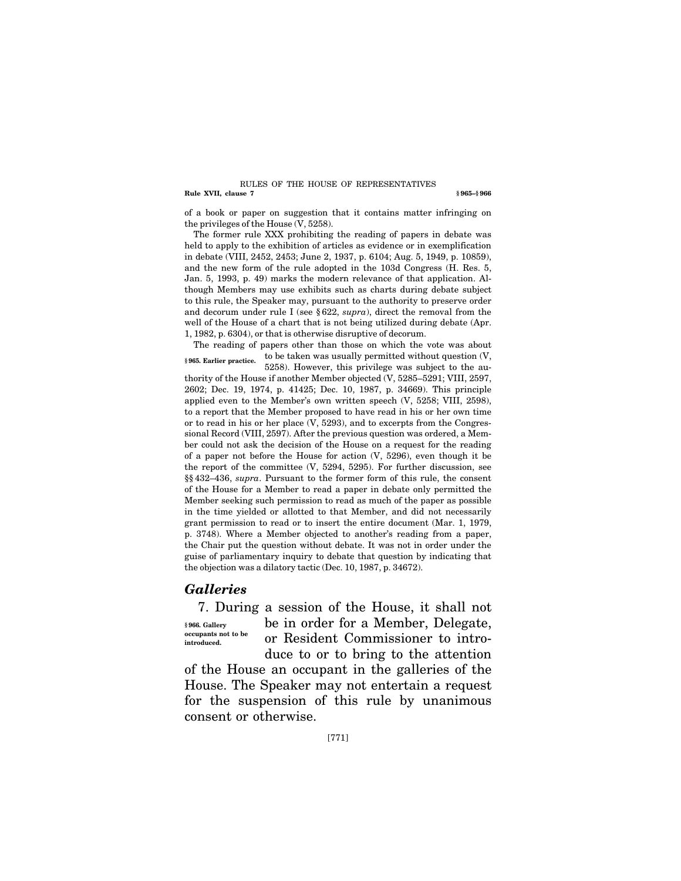of a book or paper on suggestion that it contains matter infringing on the privileges of the House (V, 5258).

The former rule XXX prohibiting the reading of papers in debate was held to apply to the exhibition of articles as evidence or in exemplification in debate (VIII, 2452, 2453; June 2, 1937, p. 6104; Aug. 5, 1949, p. 10859), and the new form of the rule adopted in the 103d Congress (H. Res. 5, Jan. 5, 1993, p. 49) marks the modern relevance of that application. Although Members may use exhibits such as charts during debate subject to this rule, the Speaker may, pursuant to the authority to preserve order and decorum under rule I (see § 622, *supra*), direct the removal from the well of the House of a chart that is not being utilized during debate (Apr. 1, 1982, p. 6304), or that is otherwise disruptive of decorum.

**§ 965. Earlier practice.**

The reading of papers other than those on which the vote was about to be taken was usually permitted without question (V, 5258). However, this privilege was subject to the authority of the House if another Member objected (V, 5285–5291; VIII, 2597, 2602; Dec. 19, 1974, p. 41425; Dec. 10, 1987, p. 34669). This principle applied even to the Member's own written speech (V, 5258; VIII, 2598), to a report that the Member proposed to have read in his or her own time or to read in his or her place (V, 5293), and to excerpts from the Congressional Record (VIII, 2597). After the previous question was ordered, a Member could not ask the decision of the House on a request for the reading of a paper not before the House for action (V, 5296), even though it be the report of the committee (V, 5294, 5295). For further discussion, see §§ 432–436, *supra*. Pursuant to the former form of this rule, the consent of the House for a Member to read a paper in debate only permitted the Member seeking such permission to read as much of the paper as possible in the time yielded or allotted to that Member, and did not necessarily grant permission to read or to insert the entire document (Mar. 1, 1979, p. 3748). Where a Member objected to another's reading from a paper, the Chair put the question without debate. It was not in order under the guise of parliamentary inquiry to debate that question by indicating that the objection was a dilatory tactic (Dec. 10, 1987, p. 34672).

## *Galleries*

**§ 966. Gallery occupants not to be introduced.**

7. During a session of the House, it shall not be in order for a Member, Delegate, or Resident Commissioner to introduce to or to bring to the attention of the House an occupant in the galleries of the House. The Speaker may not entertain a request for the suspension of this rule by unanimous consent or otherwise.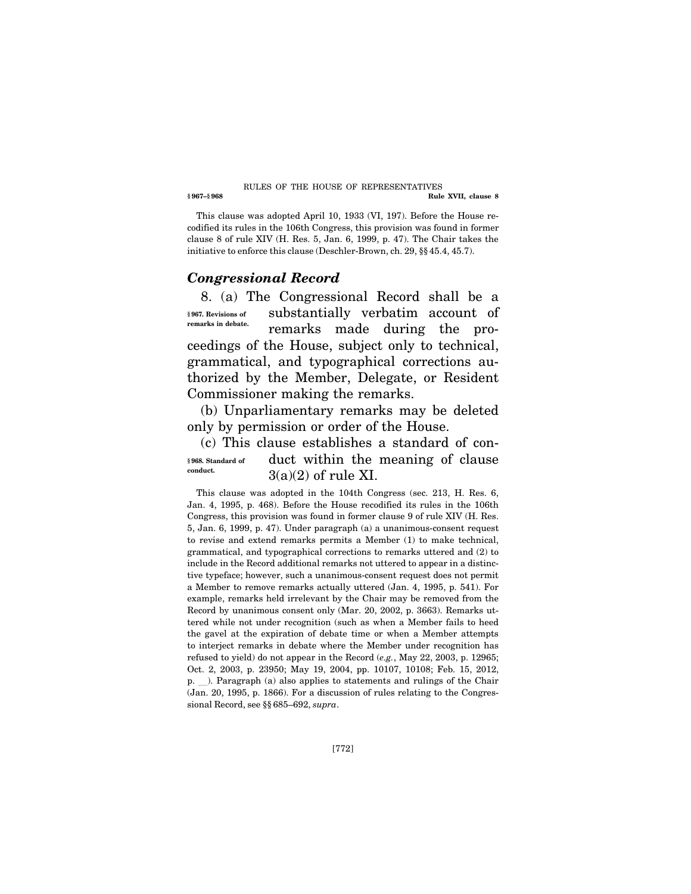This clause was adopted April 10, 1933 (VI, 197). Before the House recodified its rules in the 106th Congress, this provision was found in former clause 8 of rule XIV (H. Res. 5, Jan. 6, 1999, p. 47). The Chair takes the initiative to enforce this clause (Deschler-Brown, ch. 29, §§ 45.4, 45.7).

## *Congressional Record*

**§ 967. Revisions of remarks in debate.**

8. (a) The Congressional Record shall be a substantially verbatim account of remarks made during the proceedings of the House, subject only to technical, grammatical, and typographical corrections authorized by the Member, Delegate, or Resident Commissioner making the remarks.

(b) Unparliamentary remarks may be deleted only by permission or order of the House.

**§ 968. Standard of conduct.**

(c) This clause establishes a standard of conduct within the meaning of clause 3(a)(2) of rule XI.

This clause was adopted in the 104th Congress (sec. 213, H. Res. 6, Jan. 4, 1995, p. 468). Before the House recodified its rules in the 106th Congress, this provision was found in former clause 9 of rule XIV (H. Res. 5, Jan. 6, 1999, p. 47). Under paragraph (a) a unanimous-consent request to revise and extend remarks permits a Member (1) to make technical, grammatical, and typographical corrections to remarks uttered and (2) to include in the Record additional remarks not uttered to appear in a distinctive typeface; however, such a unanimous-consent request does not permit a Member to remove remarks actually uttered (Jan. 4, 1995, p. 541). For example, remarks held irrelevant by the Chair may be removed from the Record by unanimous consent only (Mar. 20, 2002, p. 3663). Remarks uttered while not under recognition (such as when a Member fails to heed the gavel at the expiration of debate time or when a Member attempts to interject remarks in debate where the Member under recognition has refused to yield) do not appear in the Record (*e.g.*, May 22, 2003, p. 12965; Oct. 2, 2003, p. 23950; May 19, 2004, pp. 10107, 10108; Feb. 15, 2012, p. __). Paragraph (a) also applies to statements and rulings of the Chair (Jan. 20, 1995, p. 1866). For a discussion of rules relating to the Congressional Record, see §§ 685–692, *supra*.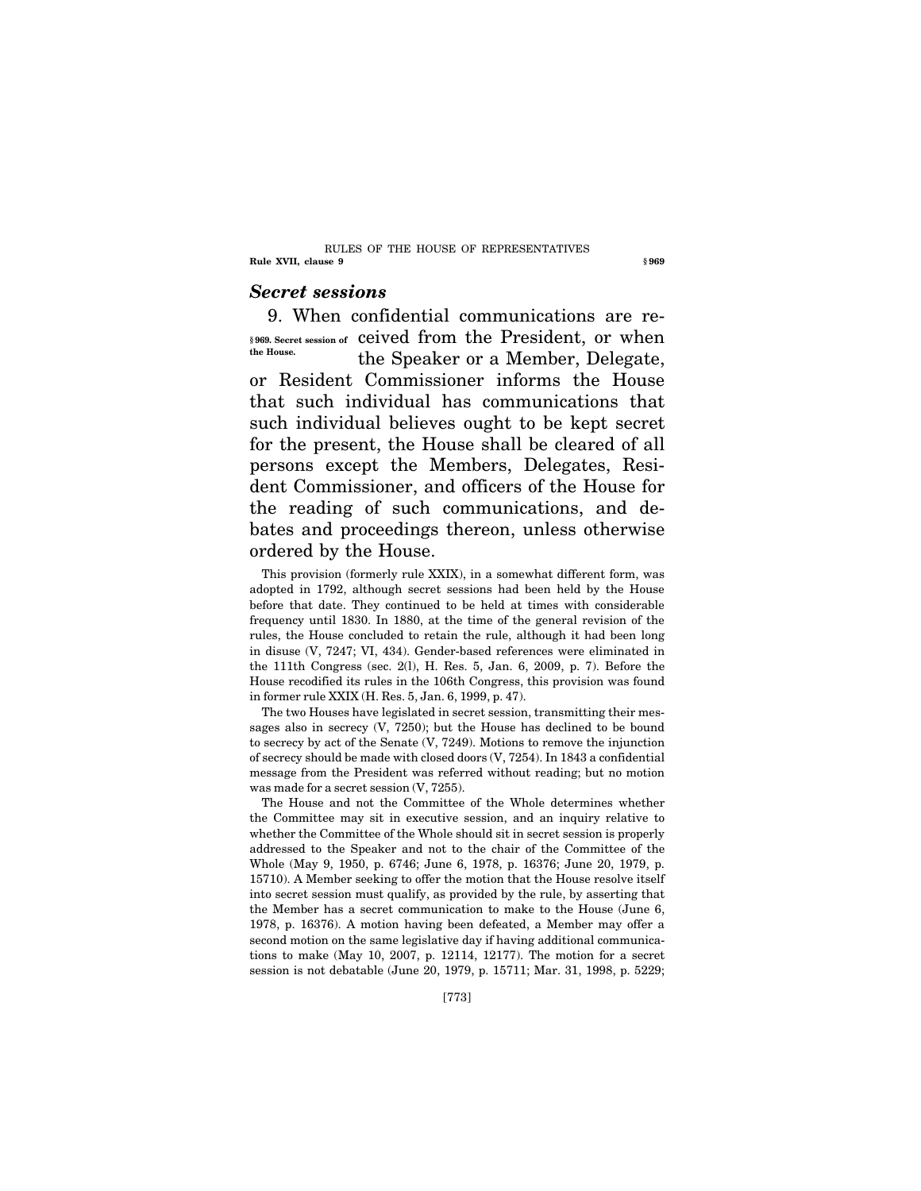## *Secret sessions*

9. When confidential communications are received from the President, or when the Speaker or a Member, Delegate, or Resident Commissioner informs the House that such individual has communications that such individual believes ought to be kept secret for the present, the House shall be cleared of all persons except the Members, Delegates, Resident Commissioner, and officers of the House for the reading of such communications, and debates and proceedings thereon, unless otherwise ordered by the House.

**§ 969. Secret session of the House.**

This provision (formerly rule XXIX), in a somewhat different form, was adopted in 1792, although secret sessions had been held by the House before that date. They continued to be held at times with considerable frequency until 1830. In 1880, at the time of the general revision of the rules, the House concluded to retain the rule, although it had been long in disuse (V, 7247; VI, 434). Gender-based references were eliminated in the 111th Congress (sec. 2(l), H. Res. 5, Jan. 6, 2009, p. 7). Before the House recodified its rules in the 106th Congress, this provision was found in former rule XXIX (H. Res. 5, Jan. 6, 1999, p. 47).

The two Houses have legislated in secret session, transmitting their messages also in secrecy (V, 7250); but the House has declined to be bound to secrecy by act of the Senate (V, 7249). Motions to remove the injunction of secrecy should be made with closed doors (V, 7254). In 1843 a confidential message from the President was referred without reading; but no motion was made for a secret session (V, 7255).

The House and not the Committee of the Whole determines whether the Committee may sit in executive session, and an inquiry relative to whether the Committee of the Whole should sit in secret session is properly addressed to the Speaker and not to the chair of the Committee of the Whole (May 9, 1950, p. 6746; June 6, 1978, p. 16376; June 20, 1979, p. 15710). A Member seeking to offer the motion that the House resolve itself into secret session must qualify, as provided by the rule, by asserting that the Member has a secret communication to make to the House (June 6, 1978, p. 16376). A motion having been defeated, a Member may offer a second motion on the same legislative day if having additional communications to make (May 10, 2007, p. 12114, 12177). The motion for a secret session is not debatable (June 20, 1979, p. 15711; Mar. 31, 1998, p. 5229;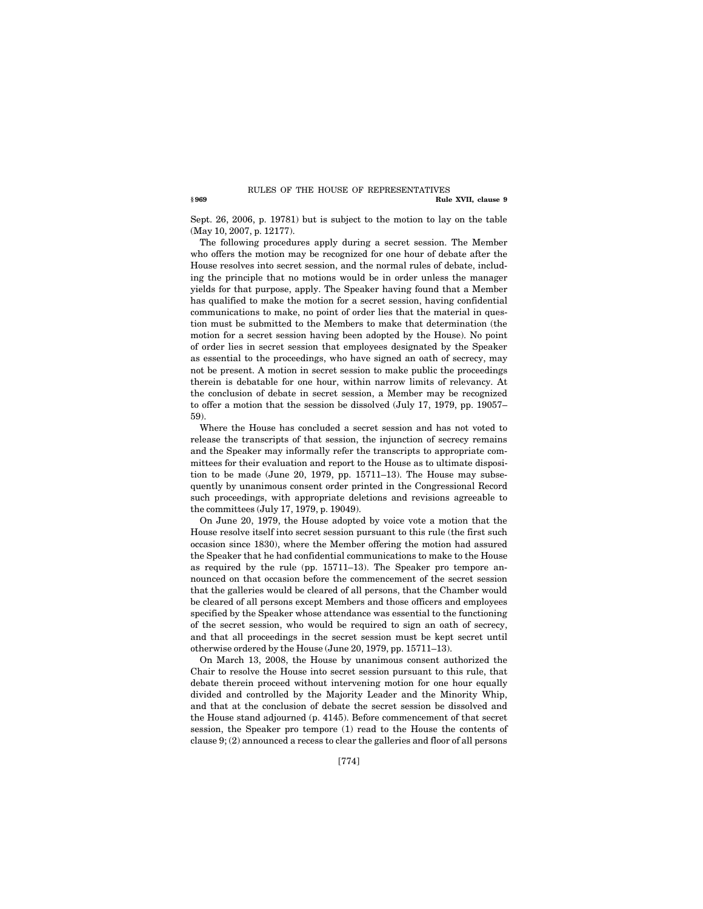Sept. 26, 2006, p. 19781) but is subject to the motion to lay on the table (May 10, 2007, p. 12177).

The following procedures apply during a secret session. The Member who offers the motion may be recognized for one hour of debate after the House resolves into secret session, and the normal rules of debate, including the principle that no motions would be in order unless the manager yields for that purpose, apply. The Speaker having found that a Member has qualified to make the motion for a secret session, having confidential communications to make, no point of order lies that the material in question must be submitted to the Members to make that determination (the motion for a secret session having been adopted by the House). No point of order lies in secret session that employees designated by the Speaker as essential to the proceedings, who have signed an oath of secrecy, may not be present. A motion in secret session to make public the proceedings therein is debatable for one hour, within narrow limits of relevancy. At the conclusion of debate in secret session, a Member may be recognized to offer a motion that the session be dissolved (July 17, 1979, pp. 19057–59).

Where the House has concluded a secret session and has not voted to release the transcripts of that session, the injunction of secrecy remains and the Speaker may informally refer the transcripts to appropriate committees for their evaluation and report to the House as to ultimate disposition to be made (June 20, 1979, pp. 15711–13). The House may subsequently by unanimous consent order printed in the Congressional Record such proceedings, with appropriate deletions and revisions agreeable to the committees (July 17, 1979, p. 19049).

On June 20, 1979, the House adopted by voice vote a motion that the House resolve itself into secret session pursuant to this rule (the first such occasion since 1830), where the Member offering the motion had assured the Speaker that he had confidential communications to make to the House as required by the rule (pp. 15711–13). The Speaker pro tempore announced on that occasion before the commencement of the secret session that the galleries would be cleared of all persons, that the Chamber would be cleared of all persons except Members and those officers and employees specified by the Speaker whose attendance was essential to the functioning of the secret session, who would be required to sign an oath of secrecy, and that all proceedings in the secret session must be kept secret until otherwise ordered by the House (June 20, 1979, pp. 15711–13).

On March 13, 2008, the House by unanimous consent authorized the Chair to resolve the House into secret session pursuant to this rule, that debate therein proceed without intervening motion for one hour equally divided and controlled by the Majority Leader and the Minority Whip, and that at the conclusion of debate the secret session be dissolved and the House stand adjourned (p. 4145). Before commencement of that secret session, the Speaker pro tempore (1) read to the House the contents of clause 9; (2) announced a recess to clear the galleries and floor of all persons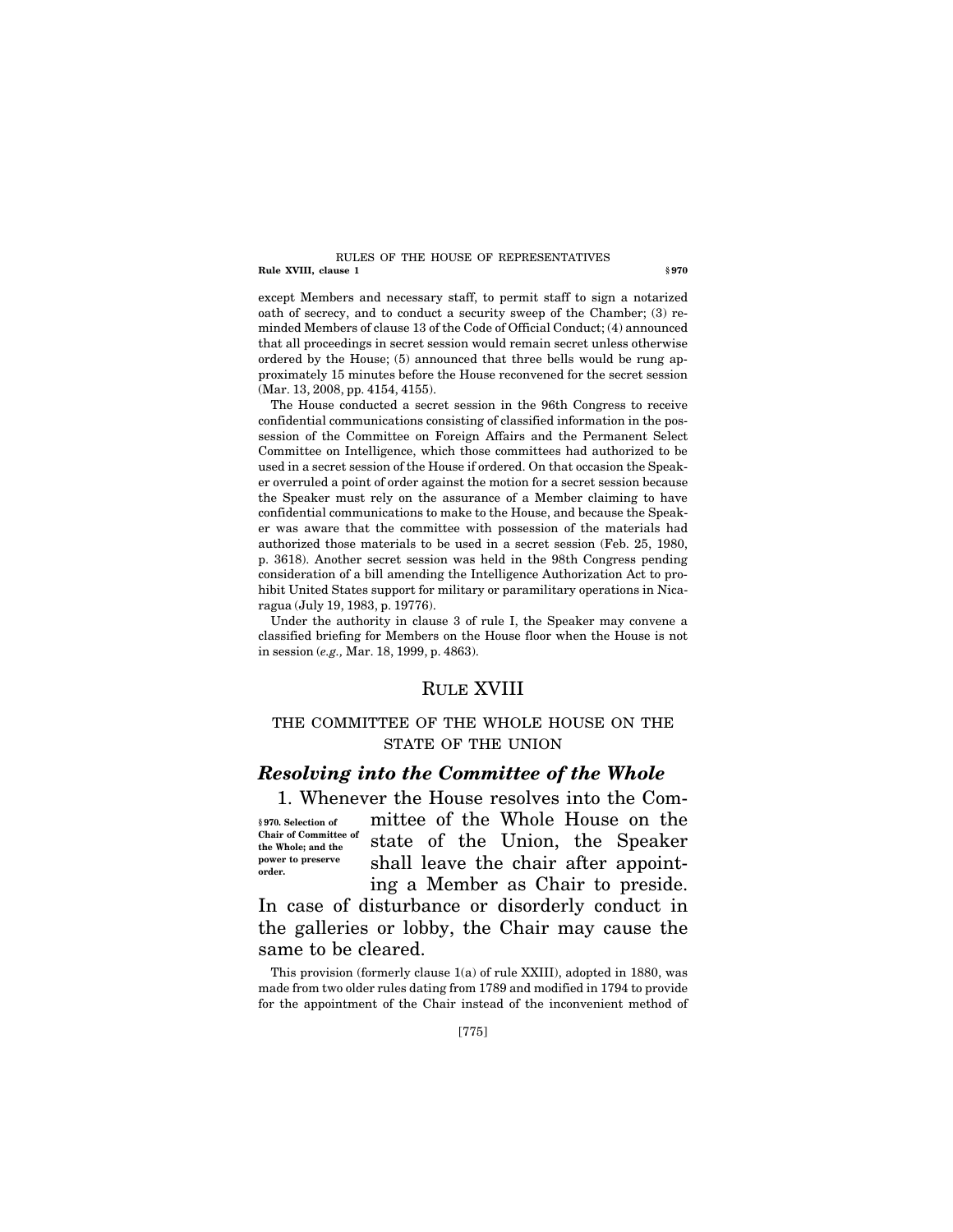except Members and necessary staff, to permit staff to sign a notarized oath of secrecy, and to conduct a security sweep of the Chamber; (3) reminded Members of clause 13 of the Code of Official Conduct; (4) announced that all proceedings in secret session would remain secret unless otherwise ordered by the House; (5) announced that three bells would be rung approximately 15 minutes before the House reconvened for the secret session (Mar. 13, 2008, pp. 4154, 4155).

The House conducted a secret session in the 96th Congress to receive confidential communications consisting of classified information in the possession of the Committee on Foreign Affairs and the Permanent Select Committee on Intelligence, which those committees had authorized to be used in a secret session of the House if ordered. On that occasion the Speaker overruled a point of order against the motion for a secret session because the Speaker must rely on the assurance of a Member claiming to have confidential communications to make to the House, and because the Speaker was aware that the committee with possession of the materials had authorized those materials to be used in a secret session (Feb. 25, 1980, p. 3618). Another secret session was held in the 98th Congress pending consideration of a bill amending the Intelligence Authorization Act to prohibit United States support for military or paramilitary operations in Nicaragua (July 19, 1983, p. 19776).

Under the authority in clause 3 of rule I, the Speaker may convene a classified briefing for Members on the House floor when the House is not in session (*e.g.,* Mar. 18, 1999, p. 4863).

# RULE XVIII

## THE COMMITTEE OF THE WHOLE HOUSE ON THE STATE OF THE UNION

### *Resolving into the Committee of the Whole*

**§ 970. Selection of Chair of Committee of the Whole; and the power to preserve order.**

1. Whenever the House resolves into the Committee of the Whole House on the state of the Union, the Speaker shall leave the chair after appointing a Member as Chair to preside. In case of disturbance or disorderly conduct in the galleries or lobby, the Chair may cause the same to be cleared.

This provision (formerly clause 1(a) of rule XXIII), adopted in 1880, was made from two older rules dating from 1789 and modified in 1794 to provide for the appointment of the Chair instead of the inconvenient method of